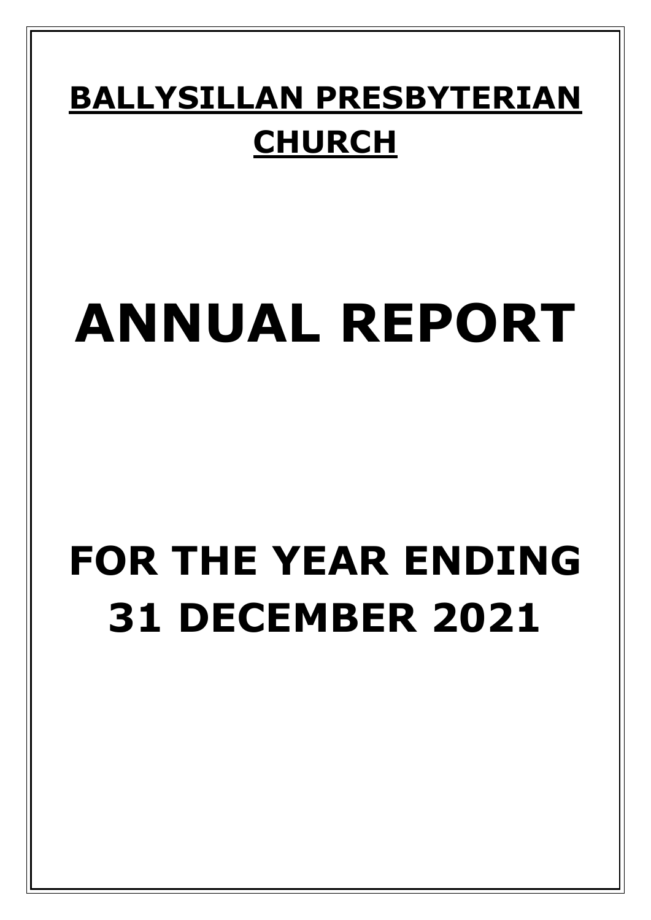# **BALLYSILLAN PRESBYTERIAN CHURCH**

# ANNUAL REPORT

# FOR THE YEAR ENDING 31 DECEMBER 2021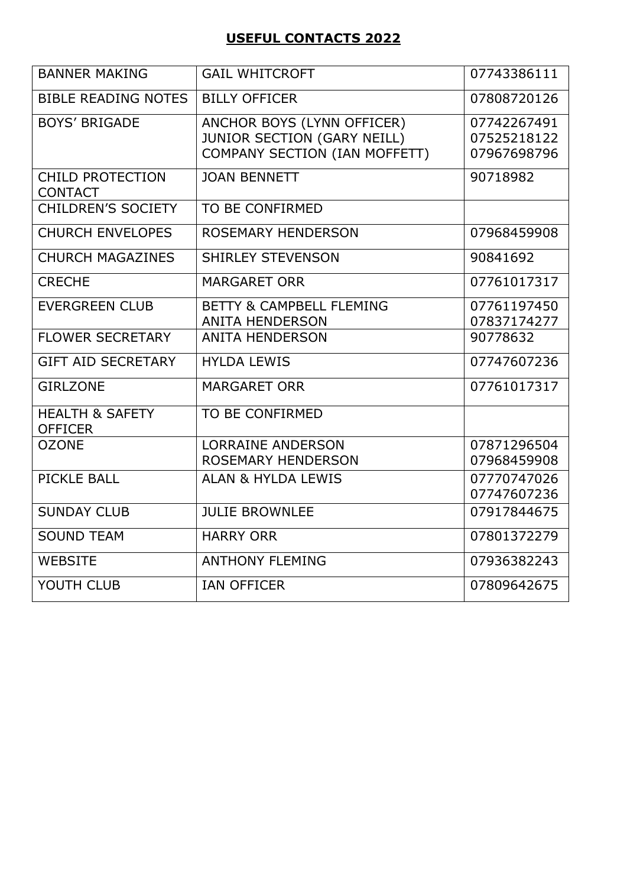## USEFUL CONTACTS 2022

| | | |
|---|---|---|
| BANNER MAKING | GAIL WHITCROFT | 07743386111 |
| BIBLE READING NOTES | BILLY OFFICER | 07808720126 |
| BOYS' BRIGADE | ANCHOR BOYS (LYNN OFFICER)<br>JUNIOR SECTION (GARY NEILL)<br>COMPANY SECTION (IAN MOFFETT) | 07742267491<br>07525218122<br>07967698796 |
| CHILD PROTECTION CONTACT | JOAN BENNETT | 90718982 |
| CHILDREN'S SOCIETY | TO BE CONFIRMED | |
| CHURCH ENVELOPES | ROSEMARY HENDERSON | 07968459908 |
| CHURCH MAGAZINES | SHIRLEY STEVENSON | 90841692 |
| CRECHE | MARGARET ORR | 07761017317 |
| EVERGREEN CLUB | BETTY & CAMPBELL FLEMING<br>ANITA HENDERSON | 07761197450<br>07837174277 |
| FLOWER SECRETARY | ANITA HENDERSON | 90778632 |
| GIFT AID SECRETARY | HYLDA LEWIS | 07747607236 |
| GIRLZONE | MARGARET ORR | 07761017317 |
| HEALTH & SAFETY OFFICER | TO BE CONFIRMED | |
| OZONE | LORRAINE ANDERSON<br>ROSEMARY HENDERSON | 07871296504<br>07968459908 |
| PICKLE BALL | ALAN & HYLDA LEWIS | 07770747026<br>07747607236 |
| SUNDAY CLUB | JULIE BROWNLEE | 07917844675 |
| SOUND TEAM | HARRY ORR | 07801372279 |
| WEBSITE | ANTHONY FLEMING | 07936382243 |
| YOUTH CLUB | IAN OFFICER | 07809642675 |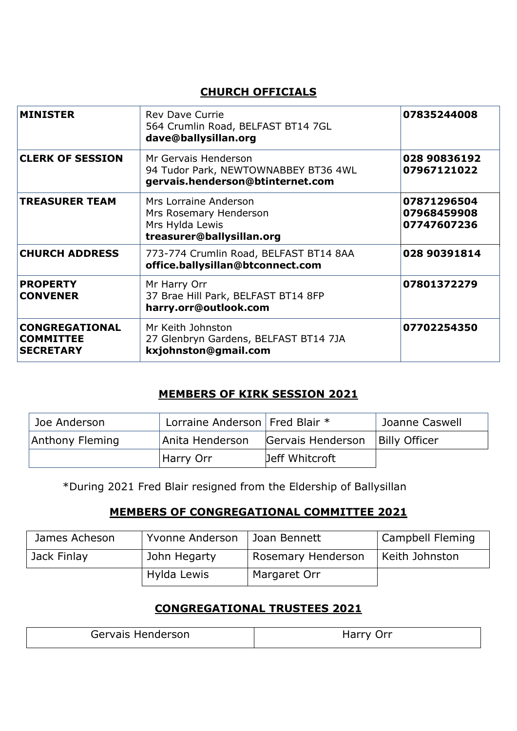## CHURCH OFFICIALS

| | | |
|---|---|---|
| **MINISTER** | Rev Dave Currie<br>564 Crumlin Road, BELFAST BT14 7GL<br>**dave@ballysillan.org** | **07835244008** |
| **CLERK OF SESSION** | Mr Gervais Henderson<br>94 Tudor Park, NEWTOWNABBEY BT36 4WL<br>**gervais.henderson@btinternet.com** | **028 90836192**<br>**07967121022** |
| **TREASURER TEAM** | Mrs Lorraine Anderson<br>Mrs Rosemary Henderson<br>Mrs Hylda Lewis<br>**treasurer@ballysillan.org** | **07871296504**<br>**07968459908**<br>**07747607236** |
| **CHURCH ADDRESS** | 773-774 Crumlin Road, BELFAST BT14 8AA<br>**office.ballysillan@btconnect.com** | **028 90391814** |
| **PROPERTY CONVENER** | Mr Harry Orr<br>37 Brae Hill Park, BELFAST BT14 8FP<br>**harry.orr@outlook.com** | **07801372279** |
| **CONGREGATIONAL COMMITTEE SECRETARY** | Mr Keith Johnston<br>27 Glenbryn Gardens, BELFAST BT14 7JA<br>**kxjohnston@gmail.com** | **07702254350** |

## MEMBERS OF KIRK SESSION 2021

| | | | |
|---|---|---|---|
| Joe Anderson | Lorraine Anderson | Fred Blair * | Joanne Caswell |
| Anthony Fleming | Anita Henderson | Gervais Henderson | Billy Officer |
| | Harry Orr | Jeff Whitcroft | |

*During 2021 Fred Blair resigned from the Eldership of Ballysillan

## MEMBERS OF CONGREGATIONAL COMMITTEE 2021

| | | | |
|---|---|---|---|
| James Acheson | Yvonne Anderson | Joan Bennett | Campbell Fleming |
| Jack Finlay | John Hegarty | Rosemary Henderson | Keith Johnston |
| | Hylda Lewis | Margaret Orr | |

## CONGREGATIONAL TRUSTEES 2021

| | |
|---|---|
| Gervais Henderson | Harry Orr |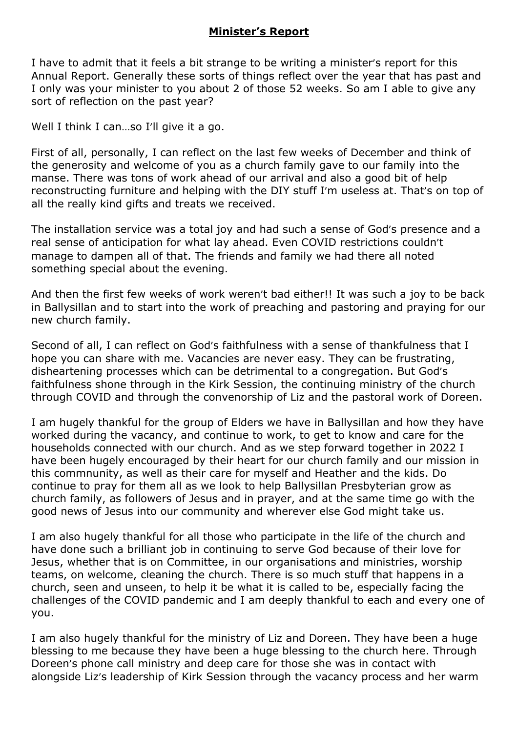# **Minister's Report**

I have to admit that it feels a bit strange to be writing a minister's report for this Annual Report. Generally these sorts of things reflect over the year that has past and I only was your minister to you about 2 of those 52 weeks. So am I able to give any sort of reflection on the past year?

Well I think I can…so I'll give it a go.

First of all, personally, I can reflect on the last few weeks of December and think of the generosity and welcome of you as a church family gave to our family into the manse. There was tons of work ahead of our arrival and also a good bit of help reconstructing furniture and helping with the DIY stuff I'm useless at. That's on top of all the really kind gifts and treats we received.

The installation service was a total joy and had such a sense of God's presence and a real sense of anticipation for what lay ahead. Even COVID restrictions couldn't manage to dampen all of that. The friends and family we had there all noted something special about the evening.

And then the first few weeks of work weren't bad either!! It was such a joy to be back in Ballysillan and to start into the work of preaching and pastoring and praying for our new church family.

Second of all, I can reflect on God's faithfulness with a sense of thankfulness that I hope you can share with me. Vacancies are never easy. They can be frustrating, disheartening processes which can be detrimental to a congregation. But God's faithfulness shone through in the Kirk Session, the continuing ministry of the church through COVID and through the convenorship of Liz and the pastoral work of Doreen.

I am hugely thankful for the group of Elders we have in Ballysillan and how they have worked during the vacancy, and continue to work, to get to know and care for the households connected with our church. And as we step forward together in 2022 I have been hugely encouraged by their heart for our church family and our mission in this commnunity, as well as their care for myself and Heather and the kids. Do continue to pray for them all as we look to help Ballysillan Presbyterian grow as church family, as followers of Jesus and in prayer, and at the same time go with the good news of Jesus into our community and wherever else God might take us.

I am also hugely thankful for all those who participate in the life of the church and have done such a brilliant job in continuing to serve God because of their love for Jesus, whether that is on Committee, in our organisations and ministries, worship teams, on welcome, cleaning the church. There is so much stuff that happens in a church, seen and unseen, to help it be what it is called to be, especially facing the challenges of the COVID pandemic and I am deeply thankful to each and every one of you.

I am also hugely thankful for the ministry of Liz and Doreen. They have been a huge blessing to me because they have been a huge blessing to the church here. Through Doreen's phone call ministry and deep care for those she was in contact with alongside Liz's leadership of Kirk Session through the vacancy process and her warm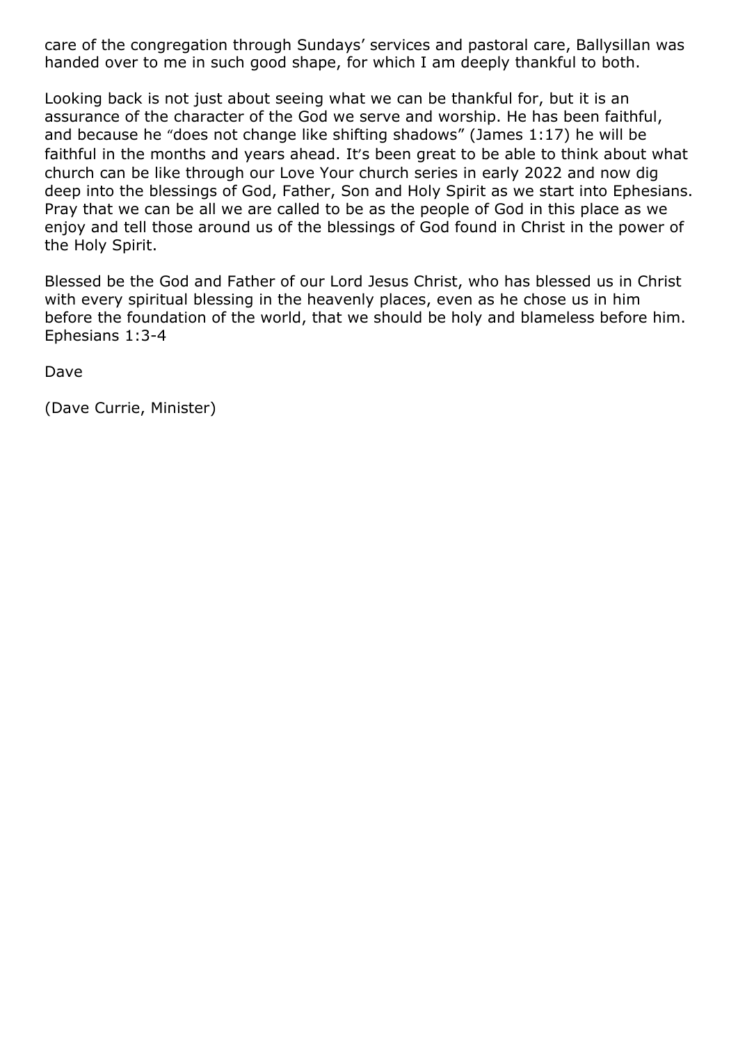care of the congregation through Sundays' services and pastoral care, Ballysillan was handed over to me in such good shape, for which I am deeply thankful to both.

Looking back is not just about seeing what we can be thankful for, but it is an assurance of the character of the God we serve and worship. He has been faithful, and because he "does not change like shifting shadows" (James 1:17) he will be faithful in the months and years ahead. It's been great to be able to think about what church can be like through our Love Your church series in early 2022 and now dig deep into the blessings of God, Father, Son and Holy Spirit as we start into Ephesians. Pray that we can be all we are called to be as the people of God in this place as we enjoy and tell those around us of the blessings of God found in Christ in the power of the Holy Spirit.

Blessed be the God and Father of our Lord Jesus Christ, who has blessed us in Christ with every spiritual blessing in the heavenly places, even as he chose us in him before the foundation of the world, that we should be holy and blameless before him. Ephesians 1:3-4

Dave

(Dave Currie, Minister)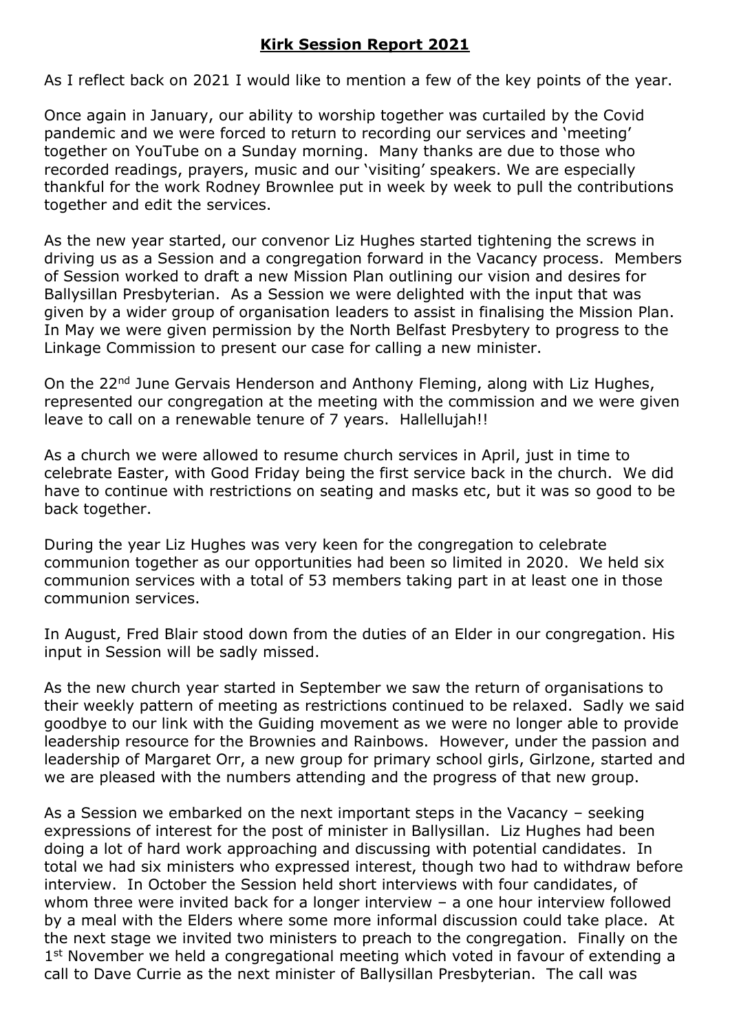## **Kirk Session Report 2021**

As I reflect back on 2021 I would like to mention a few of the key points of the year.

Once again in January, our ability to worship together was curtailed by the Covid pandemic and we were forced to return to recording our services and 'meeting' together on YouTube on a Sunday morning. Many thanks are due to those who recorded readings, prayers, music and our 'visiting' speakers. We are especially thankful for the work Rodney Brownlee put in week by week to pull the contributions together and edit the services.

As the new year started, our convenor Liz Hughes started tightening the screws in driving us as a Session and a congregation forward in the Vacancy process. Members of Session worked to draft a new Mission Plan outlining our vision and desires for Ballysillan Presbyterian. As a Session we were delighted with the input that was given by a wider group of organisation leaders to assist in finalising the Mission Plan. In May we were given permission by the North Belfast Presbytery to progress to the Linkage Commission to present our case for calling a new minister.

On the 22nd June Gervais Henderson and Anthony Fleming, along with Liz Hughes, represented our congregation at the meeting with the commission and we were given leave to call on a renewable tenure of 7 years. Hallellujah!!

As a church we were allowed to resume church services in April, just in time to celebrate Easter, with Good Friday being the first service back in the church. We did have to continue with restrictions on seating and masks etc, but it was so good to be back together.

During the year Liz Hughes was very keen for the congregation to celebrate communion together as our opportunities had been so limited in 2020. We held six communion services with a total of 53 members taking part in at least one in those communion services.

In August, Fred Blair stood down from the duties of an Elder in our congregation. His input in Session will be sadly missed.

As the new church year started in September we saw the return of organisations to their weekly pattern of meeting as restrictions continued to be relaxed. Sadly we said goodbye to our link with the Guiding movement as we were no longer able to provide leadership resource for the Brownies and Rainbows. However, under the passion and leadership of Margaret Orr, a new group for primary school girls, Girlzone, started and we are pleased with the numbers attending and the progress of that new group.

As a Session we embarked on the next important steps in the Vacancy – seeking expressions of interest for the post of minister in Ballysillan. Liz Hughes had been doing a lot of hard work approaching and discussing with potential candidates. In total we had six ministers who expressed interest, though two had to withdraw before interview. In October the Session held short interviews with four candidates, of whom three were invited back for a longer interview – a one hour interview followed by a meal with the Elders where some more informal discussion could take place. At the next stage we invited two ministers to preach to the congregation. Finally on the 1st November we held a congregational meeting which voted in favour of extending a call to Dave Currie as the next minister of Ballysillan Presbyterian. The call was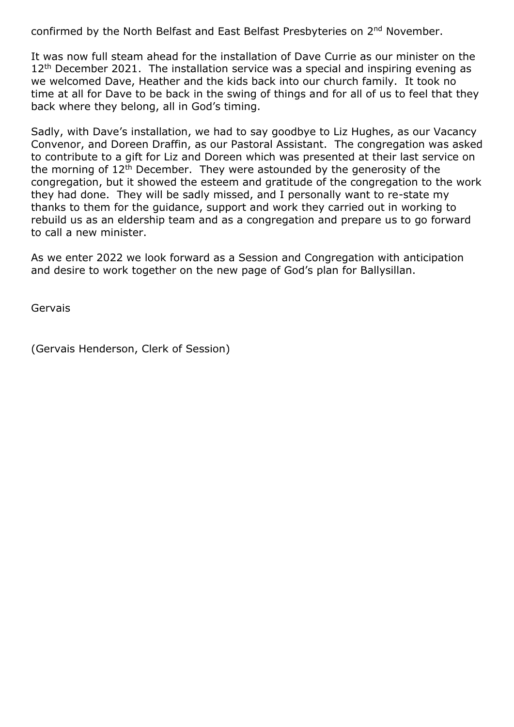confirmed by the North Belfast and East Belfast Presbyteries on 2nd November.

It was now full steam ahead for the installation of Dave Currie as our minister on the 12th December 2021. The installation service was a special and inspiring evening as we welcomed Dave, Heather and the kids back into our church family. It took no time at all for Dave to be back in the swing of things and for all of us to feel that they back where they belong, all in God's timing.

Sadly, with Dave's installation, we had to say goodbye to Liz Hughes, as our Vacancy Convenor, and Doreen Draffin, as our Pastoral Assistant. The congregation was asked to contribute to a gift for Liz and Doreen which was presented at their last service on the morning of 12th December. They were astounded by the generosity of the congregation, but it showed the esteem and gratitude of the congregation to the work they had done. They will be sadly missed, and I personally want to re-state my thanks to them for the guidance, support and work they carried out in working to rebuild us as an eldership team and as a congregation and prepare us to go forward to call a new minister.

As we enter 2022 we look forward as a Session and Congregation with anticipation and desire to work together on the new page of God's plan for Ballysillan.

Gervais

(Gervais Henderson, Clerk of Session)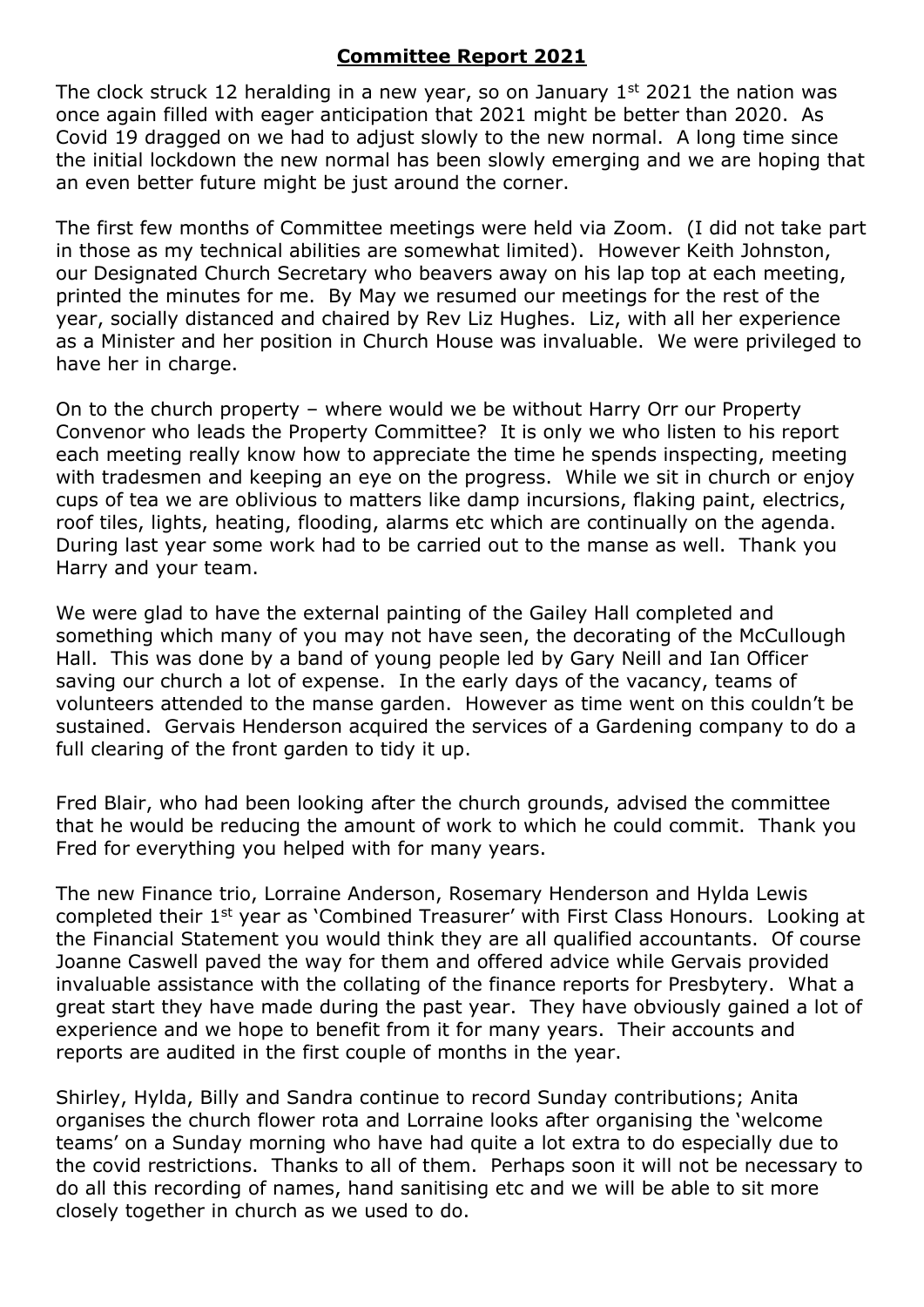# **Committee Report 2021**

The clock struck 12 heralding in a new year, so on January 1st 2021 the nation was once again filled with eager anticipation that 2021 might be better than 2020. As Covid 19 dragged on we had to adjust slowly to the new normal. A long time since the initial lockdown the new normal has been slowly emerging and we are hoping that an even better future might be just around the corner.

The first few months of Committee meetings were held via Zoom. (I did not take part in those as my technical abilities are somewhat limited). However Keith Johnston, our Designated Church Secretary who beavers away on his lap top at each meeting, printed the minutes for me. By May we resumed our meetings for the rest of the year, socially distanced and chaired by Rev Liz Hughes. Liz, with all her experience as a Minister and her position in Church House was invaluable. We were privileged to have her in charge.

On to the church property – where would we be without Harry Orr our Property Convenor who leads the Property Committee? It is only we who listen to his report each meeting really know how to appreciate the time he spends inspecting, meeting with tradesmen and keeping an eye on the progress. While we sit in church or enjoy cups of tea we are oblivious to matters like damp incursions, flaking paint, electrics, roof tiles, lights, heating, flooding, alarms etc which are continually on the agenda. During last year some work had to be carried out to the manse as well. Thank you Harry and your team.

We were glad to have the external painting of the Gailey Hall completed and something which many of you may not have seen, the decorating of the McCullough Hall. This was done by a band of young people led by Gary Neill and Ian Officer saving our church a lot of expense. In the early days of the vacancy, teams of volunteers attended to the manse garden. However as time went on this couldn't be sustained. Gervais Henderson acquired the services of a Gardening company to do a full clearing of the front garden to tidy it up.

Fred Blair, who had been looking after the church grounds, advised the committee that he would be reducing the amount of work to which he could commit. Thank you Fred for everything you helped with for many years.

The new Finance trio, Lorraine Anderson, Rosemary Henderson and Hylda Lewis completed their 1st year as 'Combined Treasurer' with First Class Honours. Looking at the Financial Statement you would think they are all qualified accountants. Of course Joanne Caswell paved the way for them and offered advice while Gervais provided invaluable assistance with the collating of the finance reports for Presbytery. What a great start they have made during the past year. They have obviously gained a lot of experience and we hope to benefit from it for many years. Their accounts and reports are audited in the first couple of months in the year.

Shirley, Hylda, Billy and Sandra continue to record Sunday contributions; Anita organises the church flower rota and Lorraine looks after organising the 'welcome teams' on a Sunday morning who have had quite a lot extra to do especially due to the covid restrictions. Thanks to all of them. Perhaps soon it will not be necessary to do all this recording of names, hand sanitising etc and we will be able to sit more closely together in church as we used to do.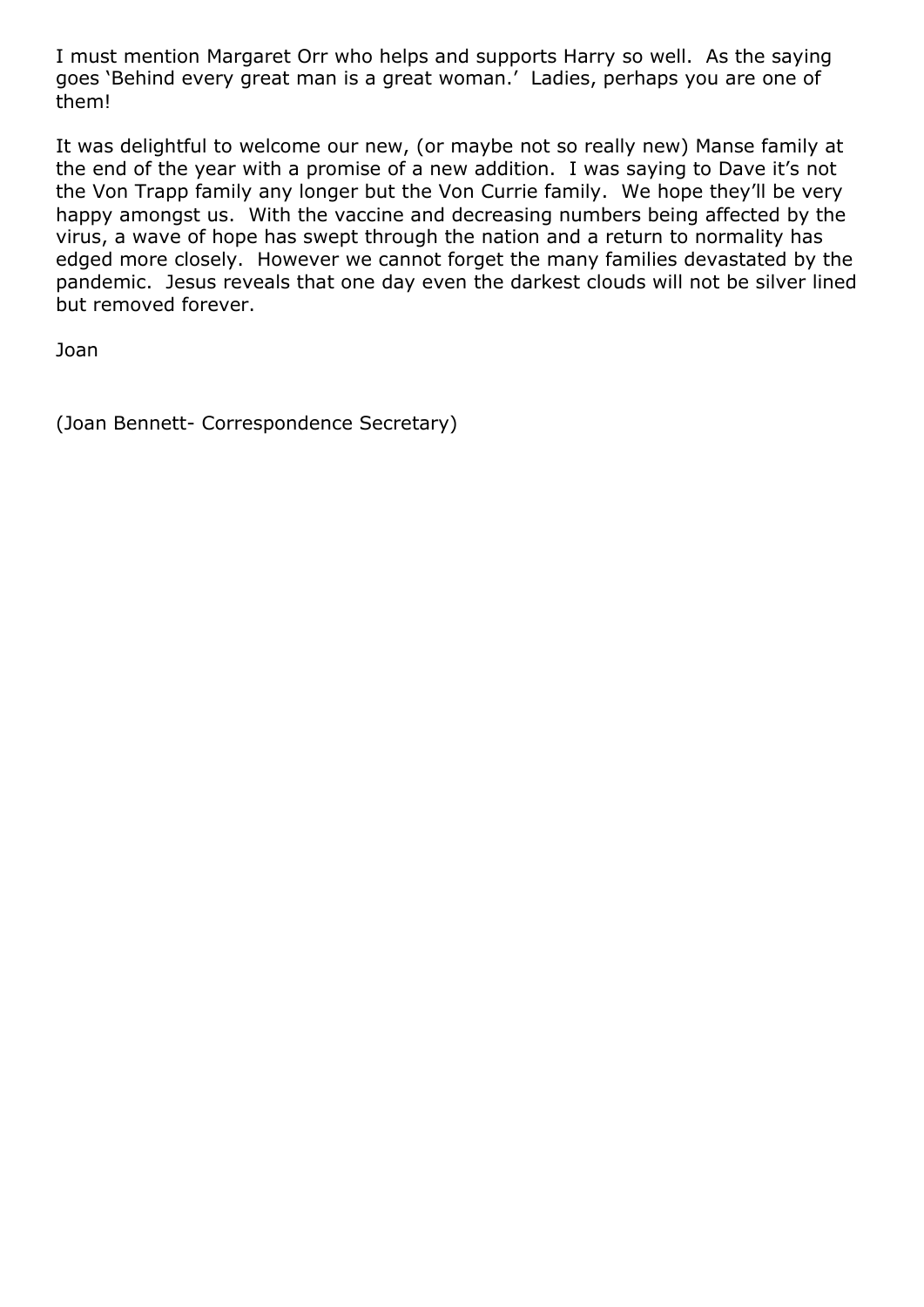I must mention Margaret Orr who helps and supports Harry so well.  As the saying goes 'Behind every great man is a great woman.'  Ladies, perhaps you are one of them!

It was delightful to welcome our new, (or maybe not so really new) Manse family at the end of the year with a promise of a new addition.  I was saying to Dave it's not the Von Trapp family any longer but the Von Currie family.  We hope they'll be very happy amongst us.  With the vaccine and decreasing numbers being affected by the virus, a wave of hope has swept through the nation and a return to normality has edged more closely.  However we cannot forget the many families devastated by the pandemic.  Jesus reveals that one day even the darkest clouds will not be silver lined but removed forever.

Joan

(Joan Bennett- Correspondence Secretary)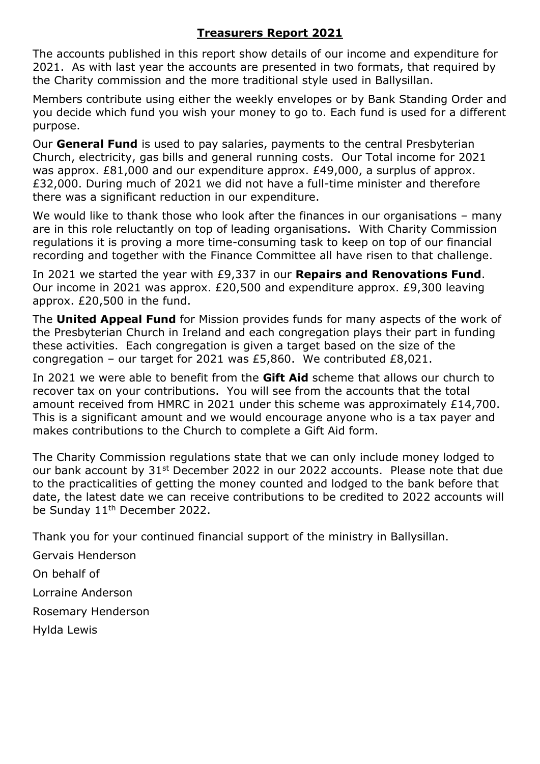## Treasurers Report 2021

The accounts published in this report show details of our income and expenditure for 2021. As with last year the accounts are presented in two formats, that required by the Charity commission and the more traditional style used in Ballysillan.

Members contribute using either the weekly envelopes or by Bank Standing Order and you decide which fund you wish your money to go to. Each fund is used for a different purpose.

Our **General Fund** is used to pay salaries, payments to the central Presbyterian Church, electricity, gas bills and general running costs. Our Total income for 2021 was approx. £81,000 and our expenditure approx. £49,000, a surplus of approx. £32,000. During much of 2021 we did not have a full-time minister and therefore there was a significant reduction in our expenditure.

We would like to thank those who look after the finances in our organisations – many are in this role reluctantly on top of leading organisations. With Charity Commission regulations it is proving a more time-consuming task to keep on top of our financial recording and together with the Finance Committee all have risen to that challenge.

In 2021 we started the year with £9,337 in our **Repairs and Renovations Fund**. Our income in 2021 was approx. £20,500 and expenditure approx. £9,300 leaving approx. £20,500 in the fund.

The **United Appeal Fund** for Mission provides funds for many aspects of the work of the Presbyterian Church in Ireland and each congregation plays their part in funding these activities. Each congregation is given a target based on the size of the congregation – our target for 2021 was £5,860. We contributed £8,021.

In 2021 we were able to benefit from the **Gift Aid** scheme that allows our church to recover tax on your contributions. You will see from the accounts that the total amount received from HMRC in 2021 under this scheme was approximately £14,700. This is a significant amount and we would encourage anyone who is a tax payer and makes contributions to the Church to complete a Gift Aid form.

The Charity Commission regulations state that we can only include money lodged to our bank account by 31st December 2022 in our 2022 accounts. Please note that due to the practicalities of getting the money counted and lodged to the bank before that date, the latest date we can receive contributions to be credited to 2022 accounts will be Sunday 11th December 2022.

Thank you for your continued financial support of the ministry in Ballysillan.

Gervais Henderson

On behalf of

Lorraine Anderson

Rosemary Henderson

Hylda Lewis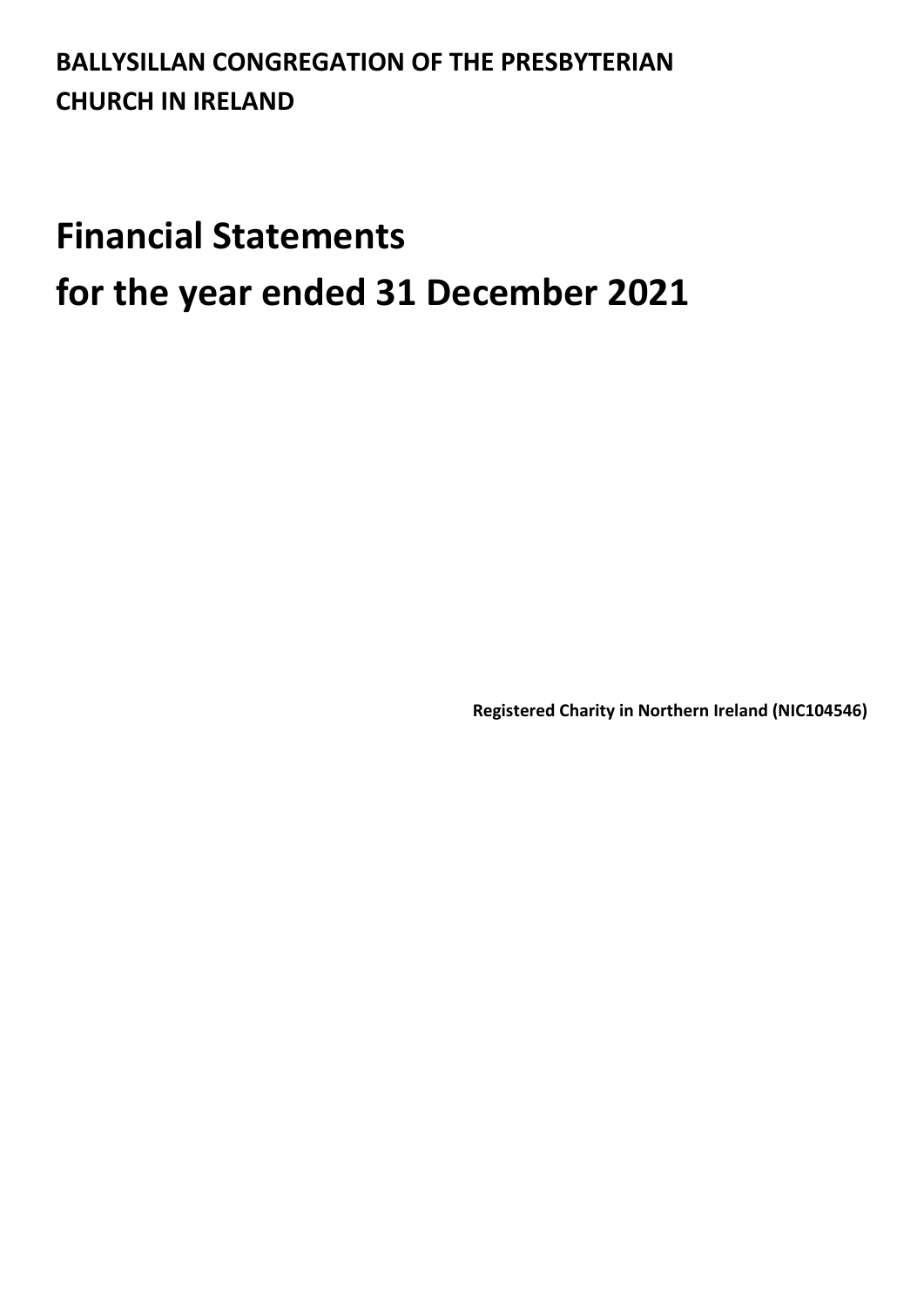**BALLYSILLAN CONGREGATION OF THE PRESBYTERIAN CHURCH IN IRELAND**

# Financial Statements
# for the year ended 31 December 2021

**Registered Charity in Northern Ireland (NIC104546)**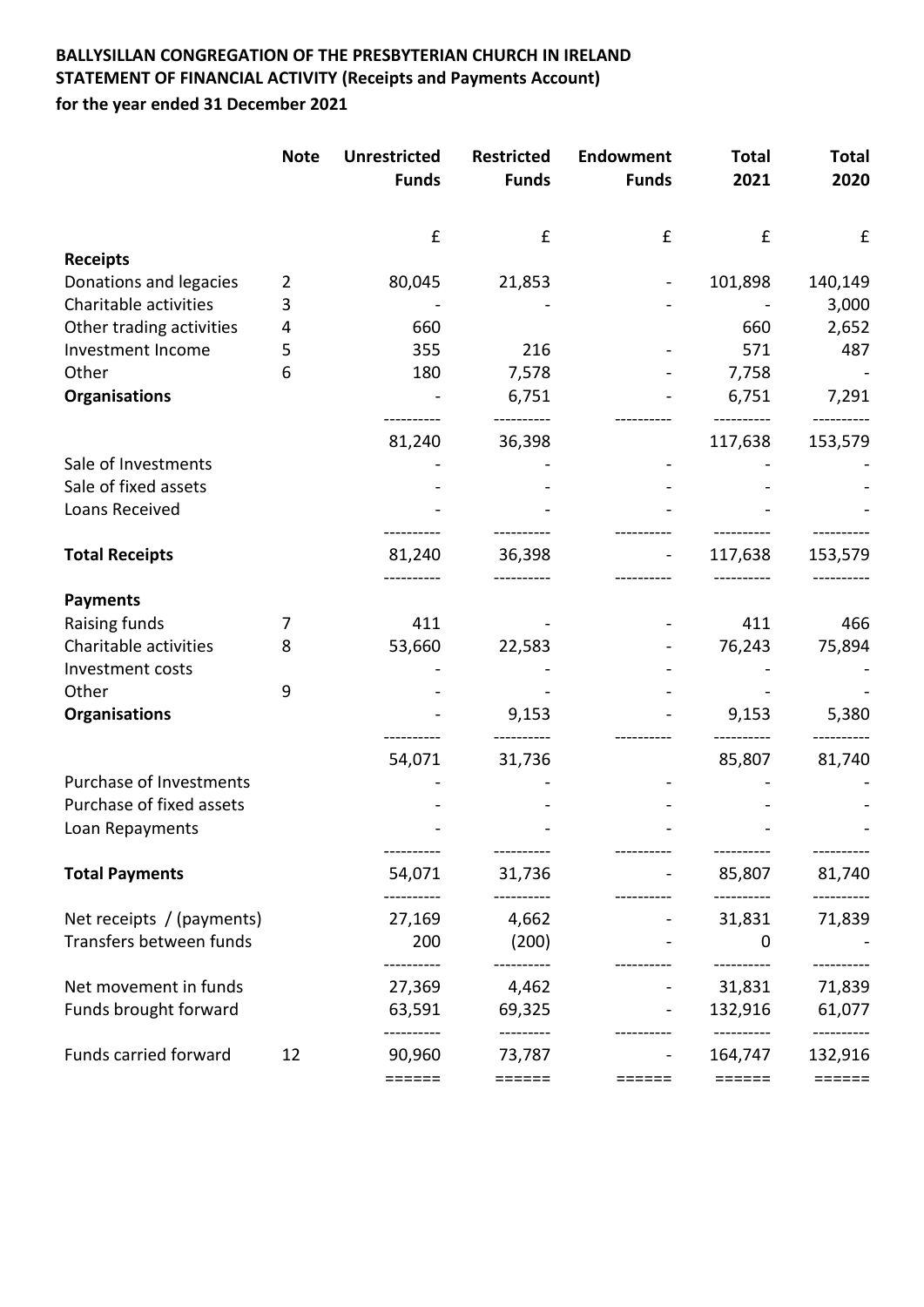**BALLYSILLAN CONGREGATION OF THE PRESBYTERIAN CHURCH IN IRELAND**
**STATEMENT OF FINANCIAL ACTIVITY (Receipts and Payments Account)**
**for the year ended 31 December 2021**

| | Note | Unrestricted Funds | Restricted Funds | Endowment Funds | Total 2021 | Total 2020 |
|---|---|---|---|---|---|---|
| | | £ | £ | £ | £ | £ |
| **Receipts** | | | | | | |
| Donations and legacies | 2 | 80,045 | 21,853 | - | 101,898 | 140,149 |
| Charitable activities | 3 | - | - | - | - | 3,000 |
| Other trading activities | 4 | 660 | | | 660 | 2,652 |
| Investment Income | 5 | 355 | 216 | - | 571 | 487 |
| Other | 6 | 180 | 7,578 | - | 7,758 | - |
| **Organisations** | | - | 6,751 | - | 6,751 | 7,291 |
| | | 81,240 | 36,398 | | 117,638 | 153,579 |
| Sale of Investments | | - | - | - | - | - |
| Sale of fixed assets | | - | - | - | - | - |
| Loans Received | | - | - | - | - | - |
| **Total Receipts** | | 81,240 | 36,398 | - | 117,638 | 153,579 |
| **Payments** | | | | | | |
| Raising funds | 7 | 411 | - | - | 411 | 466 |
| Charitable activities | 8 | 53,660 | 22,583 | - | 76,243 | 75,894 |
| Investment costs | | - | - | - | - | - |
| Other | 9 | - | - | - | - | - |
| **Organisations** | | - | 9,153 | - | 9,153 | 5,380 |
| | | 54,071 | 31,736 | | 85,807 | 81,740 |
| Purchase of Investments | | - | - | - | - | - |
| Purchase of fixed assets | | - | - | - | - | - |
| Loan Repayments | | - | - | - | - | - |
| **Total Payments** | | 54,071 | 31,736 | - | 85,807 | 81,740 |
| Net receipts / (payments) | | 27,169 | 4,662 | - | 31,831 | 71,839 |
| Transfers between funds | | 200 | (200) | - | 0 | - |
| Net movement in funds | | 27,369 | 4,462 | - | 31,831 | 71,839 |
| Funds brought forward | | 63,591 | 69,325 | - | 132,916 | 61,077 |
| Funds carried forward | 12 | 90,960 | 73,787 | - | 164,747 | 132,916 |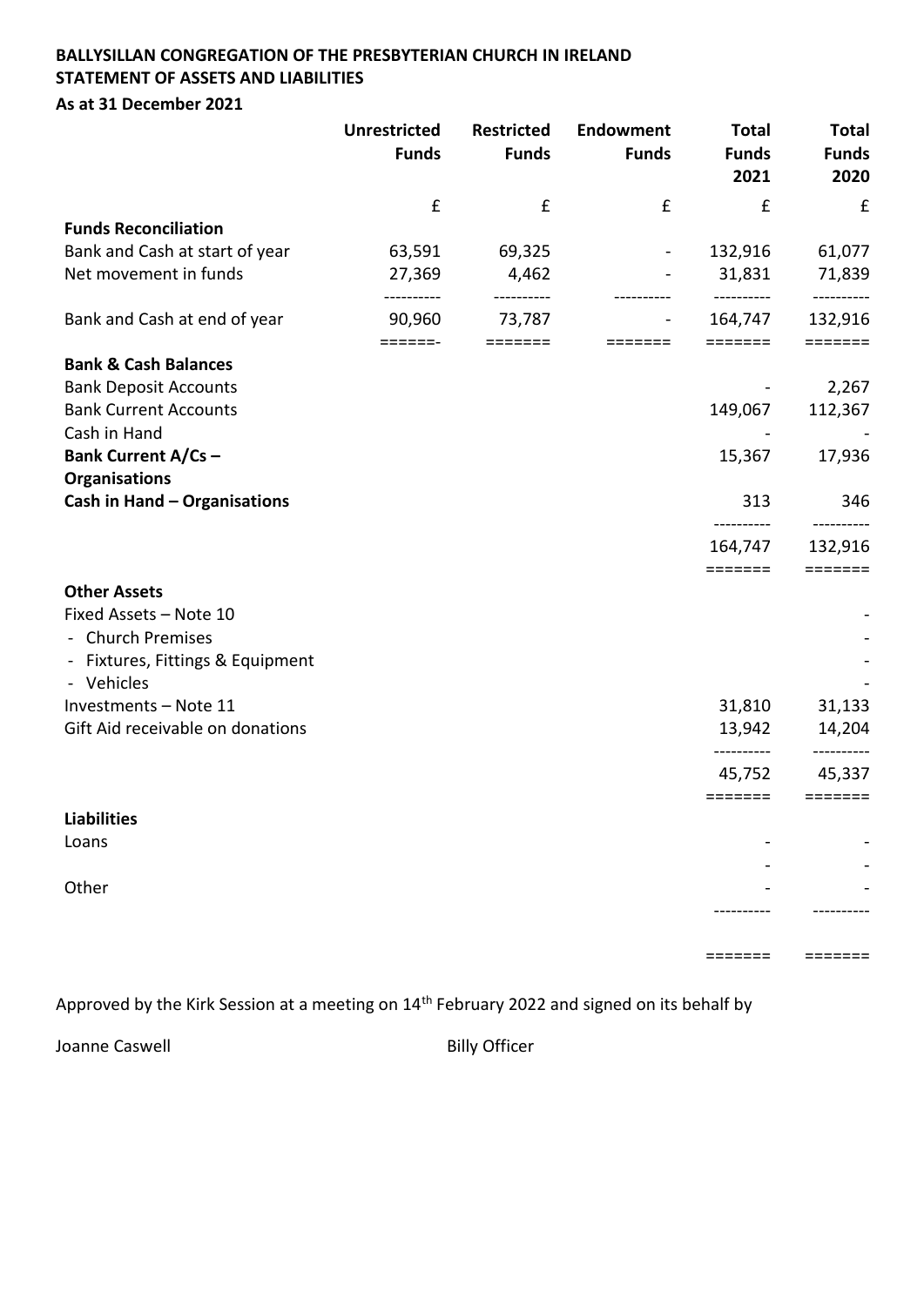**BALLYSILLAN CONGREGATION OF THE PRESBYTERIAN CHURCH IN IRELAND**
**STATEMENT OF ASSETS AND LIABILITIES**
**As at 31 December 2021**

| | Unrestricted Funds | Restricted Funds | Endowment Funds | Total Funds 2021 | Total Funds 2020 |
|---|---|---|---|---|---|
| | £ | £ | £ | £ | £ |
| **Funds Reconciliation** | | | | | |
| Bank and Cash at start of year | 63,591 | 69,325 | - | 132,916 | 61,077 |
| Net movement in funds | 27,369 | 4,462 | - | 31,831 | 71,839 |
| Bank and Cash at end of year | 90,960 | 73,787 | - | 164,747 | 132,916 |
| **Bank & Cash Balances** | | | | | |
| Bank Deposit Accounts | | | | - | 2,267 |
| Bank Current Accounts | | | | 149,067 | 112,367 |
| Cash in Hand | | | | - | - |
| **Bank Current A/Cs – Organisations** | | | | 15,367 | 17,936 |
| **Cash in Hand – Organisations** | | | | 313 | 346 |
| | | | | 164,747 | 132,916 |
| **Other Assets** | | | | | |
| Fixed Assets – Note 10 | | | | | - |
| - Church Premises | | | | | - |
| - Fixtures, Fittings & Equipment | | | | | - |
| - Vehicles | | | | | - |
| Investments – Note 11 | | | | 31,810 | 31,133 |
| Gift Aid receivable on donations | | | | 13,942 | 14,204 |
| | | | | 45,752 | 45,337 |
| **Liabilities** | | | | | |
| Loans | | | | - | - |
| | | | | - | - |
| Other | | | | - | - |
| | | | | | |

Approved by the Kirk Session at a meeting on 14th February 2022 and signed on its behalf by

Joanne Caswell Billy Officer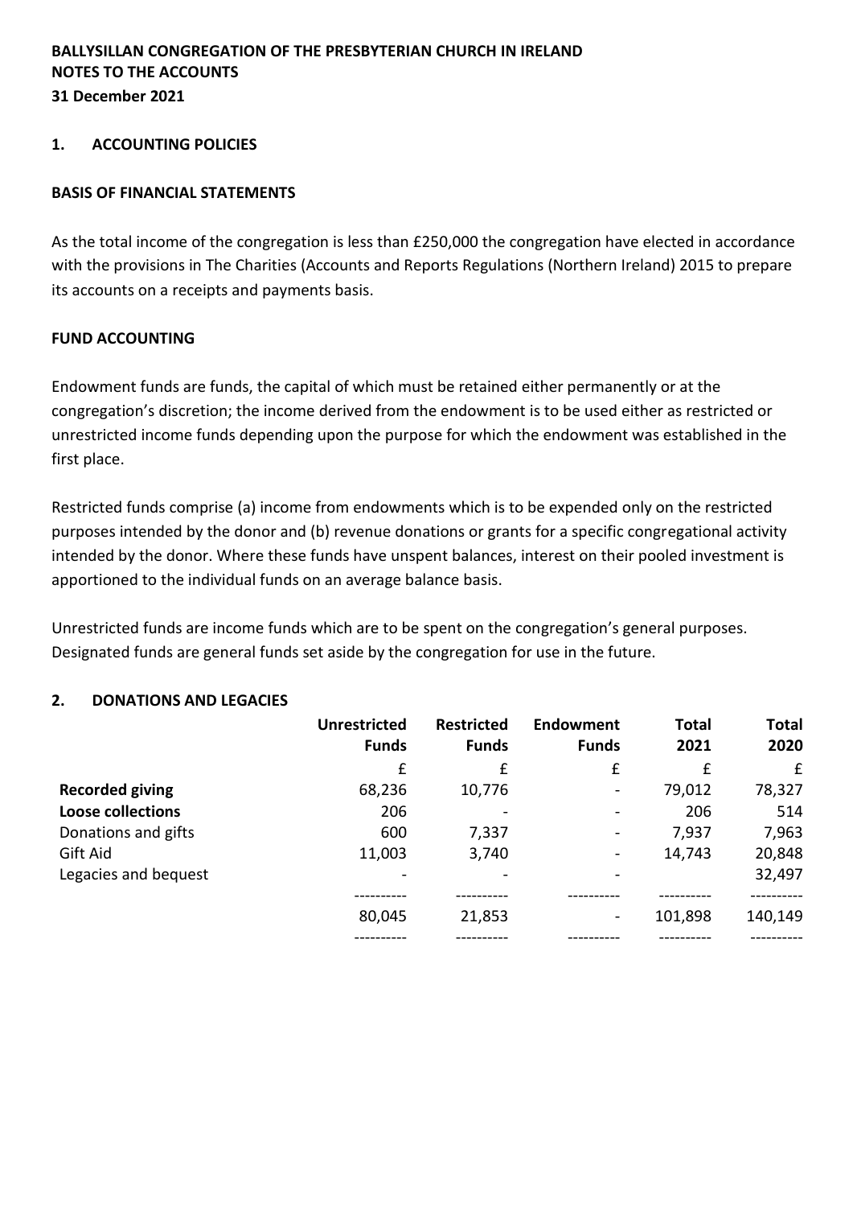**BALLYSILLAN CONGREGATION OF THE PRESBYTERIAN CHURCH IN IRELAND**
**NOTES TO THE ACCOUNTS**
**31 December 2021**

## 1. ACCOUNTING POLICIES

### BASIS OF FINANCIAL STATEMENTS

As the total income of the congregation is less than £250,000 the congregation have elected in accordance with the provisions in The Charities (Accounts and Reports Regulations (Northern Ireland) 2015 to prepare its accounts on a receipts and payments basis.

### FUND ACCOUNTING

Endowment funds are funds, the capital of which must be retained either permanently or at the congregation's discretion; the income derived from the endowment is to be used either as restricted or unrestricted income funds depending upon the purpose for which the endowment was established in the first place.

Restricted funds comprise (a) income from endowments which is to be expended only on the restricted purposes intended by the donor and (b) revenue donations or grants for a specific congregational activity intended by the donor. Where these funds have unspent balances, interest on their pooled investment is apportioned to the individual funds on an average balance basis.

Unrestricted funds are income funds which are to be spent on the congregation's general purposes. Designated funds are general funds set aside by the congregation for use in the future.

## 2. DONATIONS AND LEGACIES

| | Unrestricted Funds | Restricted Funds | Endowment Funds | Total 2021 | Total 2020 |
|---|---|---|---|---|---|
| | £ | £ | £ | £ | £ |
| **Recorded giving** | 68,236 | 10,776 | - | 79,012 | 78,327 |
| **Loose collections** | 206 | - | - | 206 | 514 |
| Donations and gifts | 600 | 7,337 | - | 7,937 | 7,963 |
| Gift Aid | 11,003 | 3,740 | - | 14,743 | 20,848 |
| Legacies and bequest | - | - | - | | 32,497 |
| | 80,045 | 21,853 | - | 101,898 | 140,149 |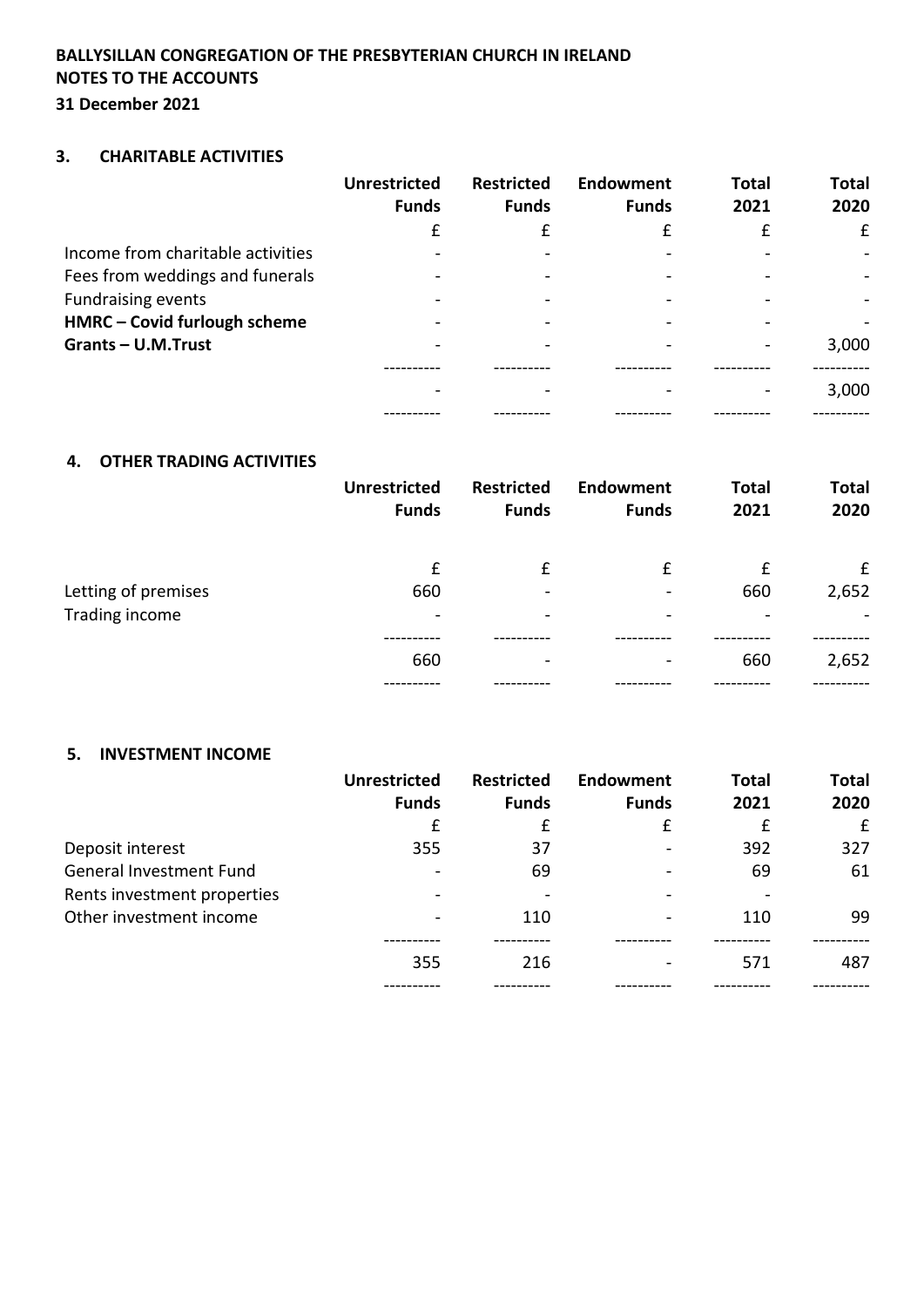**BALLYSILLAN CONGREGATION OF THE PRESBYTERIAN CHURCH IN IRELAND**
**NOTES TO THE ACCOUNTS**
**31 December 2021**

### 3. CHARITABLE ACTIVITIES

| | Unrestricted Funds | Restricted Funds | Endowment Funds | Total 2021 | Total 2020 |
|---|---|---|---|---|---|
| | £ | £ | £ | £ | £ |
| Income from charitable activities | - | - | - | - | - |
| Fees from weddings and funerals | - | - | - | - | - |
| Fundraising events | - | - | - | - | - |
| **HMRC – Covid furlough scheme** | - | - | - | - | - |
| **Grants – U.M.Trust** | - | - | - | - | 3,000 |
| | - | - | - | - | 3,000 |

### 4. OTHER TRADING ACTIVITIES

| | Unrestricted Funds | Restricted Funds | Endowment Funds | Total 2021 | Total 2020 |
|---|---|---|---|---|---|
| | £ | £ | £ | £ | £ |
| Letting of premises | 660 | - | - | 660 | 2,652 |
| Trading income | - | - | - | - | - |
| | 660 | - | - | 660 | 2,652 |

### 5. INVESTMENT INCOME

| | Unrestricted Funds | Restricted Funds | Endowment Funds | Total 2021 | Total 2020 |
|---|---|---|---|---|---|
| | £ | £ | £ | £ | £ |
| Deposit interest | 355 | 37 | - | 392 | 327 |
| General Investment Fund | - | 69 | - | 69 | 61 |
| Rents investment properties | - | - | - | - | |
| Other investment income | - | 110 | - | 110 | 99 |
| | 355 | 216 | - | 571 | 487 |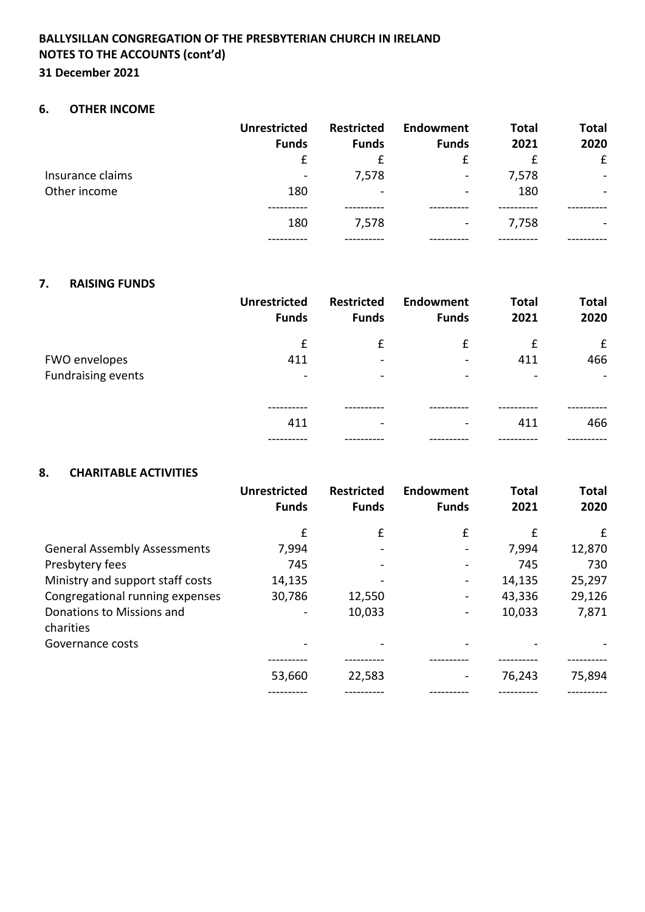**BALLYSILLAN CONGREGATION OF THE PRESBYTERIAN CHURCH IN IRELAND**
**NOTES TO THE ACCOUNTS (cont'd)**
**31 December 2021**

## 6. OTHER INCOME

| | Unrestricted Funds | Restricted Funds | Endowment Funds | Total 2021 | Total 2020 |
|---|---|---|---|---|---|
| | £ | £ | £ | £ | £ |
| Insurance claims | - | 7,578 | - | 7,578 | - |
| Other income | 180 | - | - | 180 | - |
| | 180 | 7,578 | - | 7,758 | - |

## 7. RAISING FUNDS

| | Unrestricted Funds | Restricted Funds | Endowment Funds | Total 2021 | Total 2020 |
|---|---|---|---|---|---|
| | £ | £ | £ | £ | £ |
| FWO envelopes | 411 | - | - | 411 | 466 |
| Fundraising events | - | - | - | - | - |
| | 411 | - | - | 411 | 466 |

## 8. CHARITABLE ACTIVITIES

| | Unrestricted Funds | Restricted Funds | Endowment Funds | Total 2021 | Total 2020 |
|---|---|---|---|---|---|
| | £ | £ | £ | £ | £ |
| General Assembly Assessments | 7,994 | - | - | 7,994 | 12,870 |
| Presbytery fees | 745 | - | - | 745 | 730 |
| Ministry and support staff costs | 14,135 | - | - | 14,135 | 25,297 |
| Congregational running expenses | 30,786 | 12,550 | - | 43,336 | 29,126 |
| Donations to Missions and charities | - | 10,033 | - | 10,033 | 7,871 |
| Governance costs | - | - | - | - | - |
| | 53,660 | 22,583 | - | 76,243 | 75,894 |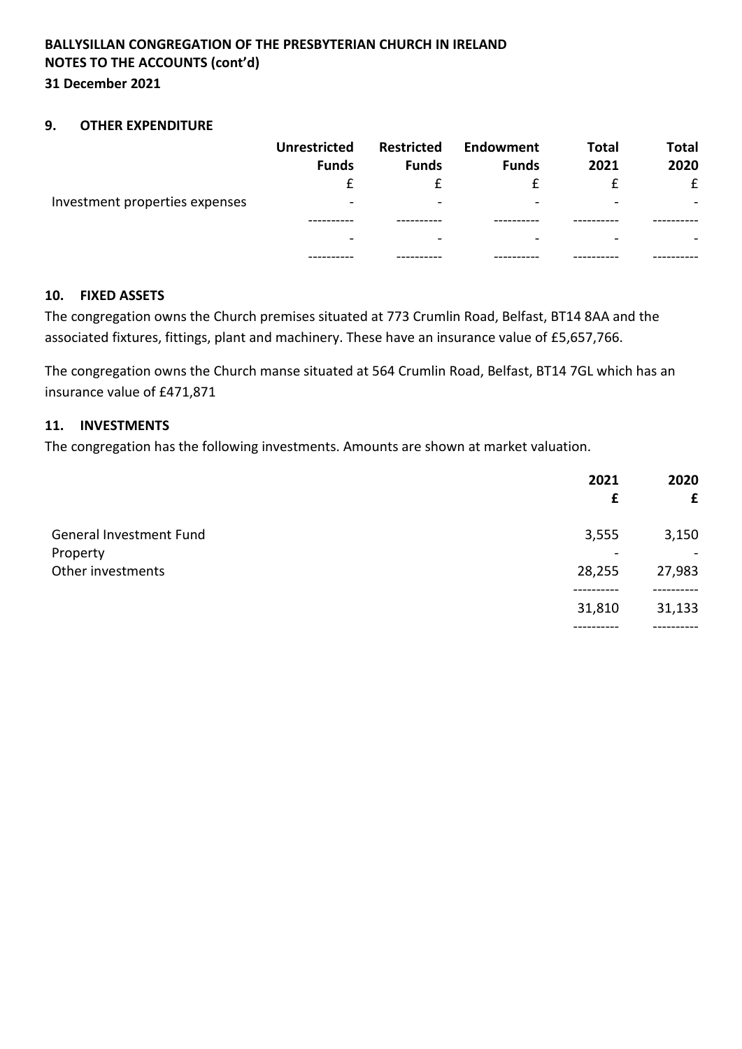**BALLYSILLAN CONGREGATION OF THE PRESBYTERIAN CHURCH IN IRELAND**
**NOTES TO THE ACCOUNTS (cont'd)**
**31 December 2021**

## 9. OTHER EXPENDITURE

| | Unrestricted Funds | Restricted Funds | Endowment Funds | Total 2021 | Total 2020 |
|---|---|---|---|---|---|
| | £ | £ | £ | £ | £ |
| Investment properties expenses | - | - | - | - | - |
| | - | - | - | - | - |

## 10. FIXED ASSETS

The congregation owns the Church premises situated at 773 Crumlin Road, Belfast, BT14 8AA and the associated fixtures, fittings, plant and machinery. These have an insurance value of £5,657,766.

The congregation owns the Church manse situated at 564 Crumlin Road, Belfast, BT14 7GL which has an insurance value of £471,871

## 11. INVESTMENTS

The congregation has the following investments. Amounts are shown at market valuation.

| | 2021 | 2020 |
|---|---|---|
| | £ | £ |
| General Investment Fund | 3,555 | 3,150 |
| Property | - | - |
| Other investments | 28,255 | 27,983 |
| | 31,810 | 31,133 |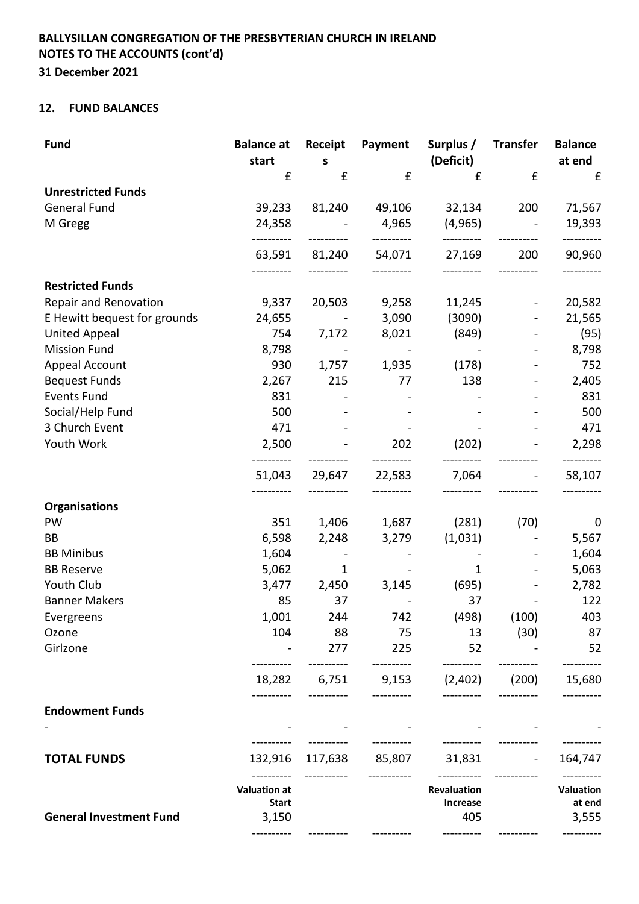**BALLYSILLAN CONGREGATION OF THE PRESBYTERIAN CHURCH IN IRELAND**
**NOTES TO THE ACCOUNTS (cont'd)**
**31 December 2021**

## 12. FUND BALANCES

| Fund | Balance at start | Receipts | Payment | Surplus / (Deficit) | Transfer | Balance at end |
|---|---|---|---|---|---|---|
| | £ | £ | £ | £ | £ | £ |
| **Unrestricted Funds** | | | | | | |
| General Fund | 39,233 | 81,240 | 49,106 | 32,134 | 200 | 71,567 |
| M Gregg | 24,358 | - | 4,965 | (4,965) | - | 19,393 |
| | 63,591 | 81,240 | 54,071 | 27,169 | 200 | 90,960 |
| **Restricted Funds** | | | | | | |
| Repair and Renovation | 9,337 | 20,503 | 9,258 | 11,245 | - | 20,582 |
| E Hewitt bequest for grounds | 24,655 | - | 3,090 | (3090) | - | 21,565 |
| United Appeal | 754 | 7,172 | 8,021 | (849) | - | (95) |
| Mission Fund | 8,798 | - | - | - | - | 8,798 |
| Appeal Account | 930 | 1,757 | 1,935 | (178) | - | 752 |
| Bequest Funds | 2,267 | 215 | 77 | 138 | - | 2,405 |
| Events Fund | 831 | - | - | - | - | 831 |
| Social/Help Fund | 500 | - | - | - | - | 500 |
| 3 Church Event | 471 | - | - | - | - | 471 |
| Youth Work | 2,500 | - | 202 | (202) | - | 2,298 |
| | 51,043 | 29,647 | 22,583 | 7,064 | - | 58,107 |
| **Organisations** | | | | | | |
| PW | 351 | 1,406 | 1,687 | (281) | (70) | 0 |
| BB | 6,598 | 2,248 | 3,279 | (1,031) | - | 5,567 |
| BB Minibus | 1,604 | - | - | - | - | 1,604 |
| BB Reserve | 5,062 | 1 | - | 1 | - | 5,063 |
| Youth Club | 3,477 | 2,450 | 3,145 | (695) | - | 2,782 |
| Banner Makers | 85 | 37 | - | 37 | - | 122 |
| Evergreens | 1,001 | 244 | 742 | (498) | (100) | 403 |
| Ozone | 104 | 88 | 75 | 13 | (30) | 87 |
| Girlzone | - | 277 | 225 | 52 | - | 52 |
| | 18,282 | 6,751 | 9,153 | (2,402) | (200) | 15,680 |
| **Endowment Funds** | | | | | | |
| - | - | - | - | - | - | - |
| **TOTAL FUNDS** | 132,916 | 117,638 | 85,807 | 31,831 | - | 164,747 |
| | **Valuation at Start** | | | **Revaluation Increase** | | **Valuation at end** |
| **General Investment Fund** | 3,150 | | | 405 | | 3,555 |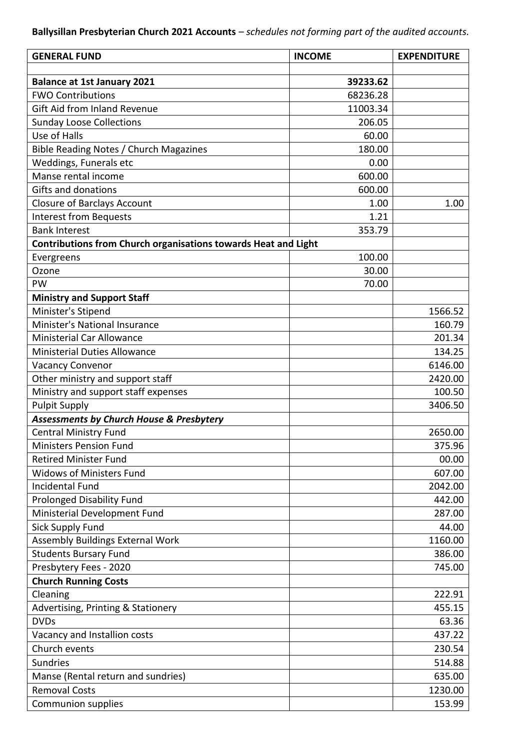**Ballysillan Presbyterian Church 2021 Accounts** – *schedules not forming part of the audited accounts.*

| GENERAL FUND | INCOME | EXPENDITURE |
|---|---|---|
| | | |
| **Balance at 1st January 2021** | **39233.62** | |
| FWO Contributions | 68236.28 | |
| Gift Aid from Inland Revenue | 11003.34 | |
| Sunday Loose Collections | 206.05 | |
| Use of Halls | 60.00 | |
| Bible Reading Notes / Church Magazines | 180.00 | |
| Weddings, Funerals etc | 0.00 | |
| Manse rental income | 600.00 | |
| Gifts and donations | 600.00 | |
| Closure of Barclays Account | 1.00 | 1.00 |
| Interest from Bequests | 1.21 | |
| Bank Interest | 353.79 | |
| **Contributions from Church organisations towards Heat and Light** | | |
| Evergreens | 100.00 | |
| Ozone | 30.00 | |
| PW | 70.00 | |
| **Ministry and Support Staff** | | |
| Minister's Stipend | | 1566.52 |
| Minister's National Insurance | | 160.79 |
| Ministerial Car Allowance | | 201.34 |
| Ministerial Duties Allowance | | 134.25 |
| Vacancy Convenor | | 6146.00 |
| Other ministry and support staff | | 2420.00 |
| Ministry and support staff expenses | | 100.50 |
| Pulpit Supply | | 3406.50 |
| ***Assessments by Church House & Presbytery*** | | |
| Central Ministry Fund | | 2650.00 |
| Ministers Pension Fund | | 375.96 |
| Retired Minister Fund | | 00.00 |
| Widows of Ministers Fund | | 607.00 |
| Incidental Fund | | 2042.00 |
| Prolonged Disability Fund | | 442.00 |
| Ministerial Development Fund | | 287.00 |
| Sick Supply Fund | | 44.00 |
| Assembly Buildings External Work | | 1160.00 |
| Students Bursary Fund | | 386.00 |
| Presbytery Fees - 2020 | | 745.00 |
| **Church Running Costs** | | |
| Cleaning | | 222.91 |
| Advertising, Printing & Stationery | | 455.15 |
| DVDs | | 63.36 |
| Vacancy and Installion costs | | 437.22 |
| Church events | | 230.54 |
| Sundries | | 514.88 |
| Manse (Rental return and sundries) | | 635.00 |
| Removal Costs | | 1230.00 |
| Communion supplies | | 153.99 |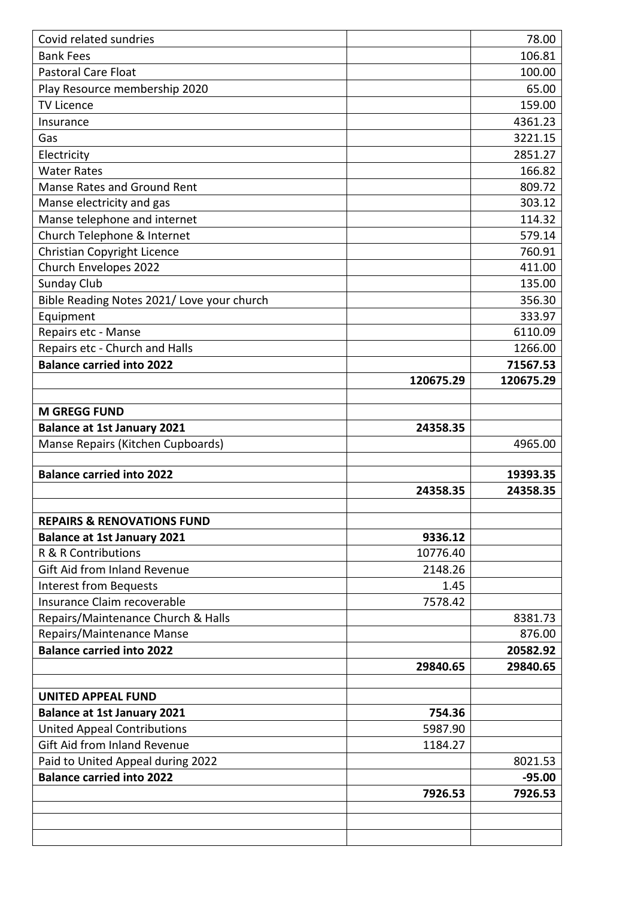| | | |
|---|---|---|
| Covid related sundries | | 78.00 |
| Bank Fees | | 106.81 |
| Pastoral Care Float | | 100.00 |
| Play Resource membership 2020 | | 65.00 |
| TV Licence | | 159.00 |
| Insurance | | 4361.23 |
| Gas | | 3221.15 |
| Electricity | | 2851.27 |
| Water Rates | | 166.82 |
| Manse Rates and Ground Rent | | 809.72 |
| Manse electricity and gas | | 303.12 |
| Manse telephone and internet | | 114.32 |
| Church Telephone & Internet | | 579.14 |
| Christian Copyright Licence | | 760.91 |
| Church Envelopes 2022 | | 411.00 |
| Sunday Club | | 135.00 |
| Bible Reading Notes 2021/ Love your church | | 356.30 |
| Equipment | | 333.97 |
| Repairs etc - Manse | | 6110.09 |
| Repairs etc - Church and Halls | | 1266.00 |
| **Balance carried into 2022** | | **71567.53** |
| | **120675.29** | **120675.29** |
| | | |
| **M GREGG FUND** | | |
| **Balance at 1st January 2021** | **24358.35** | |
| Manse Repairs (Kitchen Cupboards) | | 4965.00 |
| | | |
| **Balance carried into 2022** | | **19393.35** |
| | **24358.35** | **24358.35** |
| | | |
| **REPAIRS & RENOVATIONS FUND** | | |
| **Balance at 1st January 2021** | **9336.12** | |
| R & R Contributions | 10776.40 | |
| Gift Aid from Inland Revenue | 2148.26 | |
| Interest from Bequests | 1.45 | |
| Insurance Claim recoverable | 7578.42 | |
| Repairs/Maintenance Church & Halls | | 8381.73 |
| Repairs/Maintenance Manse | | 876.00 |
| **Balance carried into 2022** | | **20582.92** |
| | **29840.65** | **29840.65** |
| | | |
| **UNITED APPEAL FUND** | | |
| **Balance at 1st January 2021** | **754.36** | |
| United Appeal Contributions | 5987.90 | |
| Gift Aid from Inland Revenue | 1184.27 | |
| Paid to United Appeal during 2022 | | 8021.53 |
| **Balance carried into 2022** | | **-95.00** |
| | **7926.53** | **7926.53** |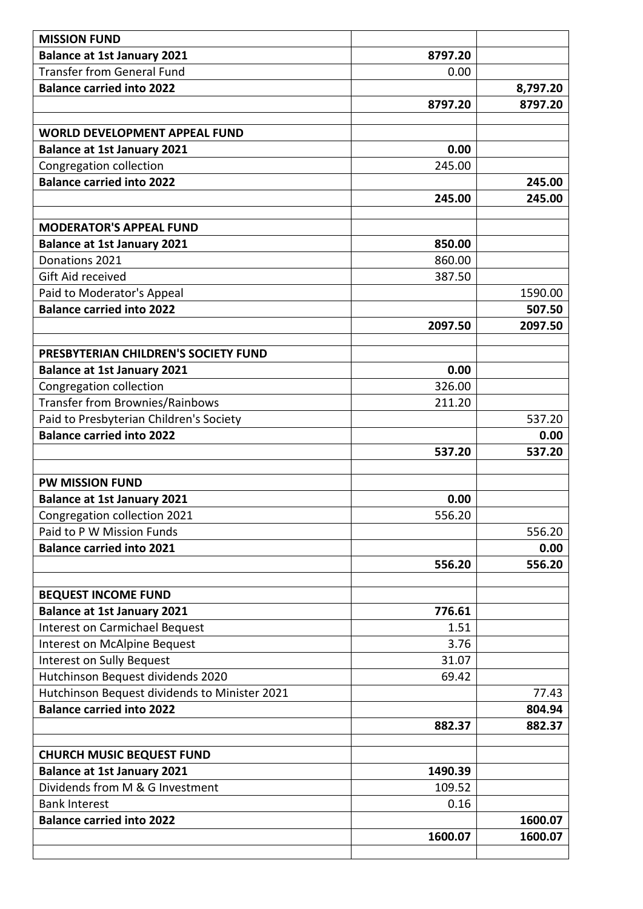| **MISSION FUND** | | |
|---|---|---|
| **Balance at 1st January 2021** | **8797.20** | |
| Transfer from General Fund | 0.00 | |
| **Balance carried into 2022** | | **8,797.20** |
| | **8797.20** | **8797.20** |
| | | |
| **WORLD DEVELOPMENT APPEAL FUND** | | |
| **Balance at 1st January 2021** | **0.00** | |
| Congregation collection | 245.00 | |
| **Balance carried into 2022** | | **245.00** |
| | **245.00** | **245.00** |
| | | |
| **MODERATOR'S APPEAL FUND** | | |
| **Balance at 1st January 2021** | **850.00** | |
| Donations 2021 | 860.00 | |
| Gift Aid received | 387.50 | |
| Paid to Moderator's Appeal | | 1590.00 |
| **Balance carried into 2022** | | **507.50** |
| | **2097.50** | **2097.50** |
| | | |
| **PRESBYTERIAN CHILDREN'S SOCIETY FUND** | | |
| **Balance at 1st January 2021** | **0.00** | |
| Congregation collection | 326.00 | |
| Transfer from Brownies/Rainbows | 211.20 | |
| Paid to Presbyterian Children's Society | | 537.20 |
| **Balance carried into 2022** | | **0.00** |
| | **537.20** | **537.20** |
| | | |
| **PW MISSION FUND** | | |
| **Balance at 1st January 2021** | **0.00** | |
| Congregation collection 2021 | 556.20 | |
| Paid to P W Mission Funds | | 556.20 |
| **Balance carried into 2021** | | **0.00** |
| | **556.20** | **556.20** |
| | | |
| **BEQUEST INCOME FUND** | | |
| **Balance at 1st January 2021** | **776.61** | |
| Interest on Carmichael Bequest | 1.51 | |
| Interest on McAlpine Bequest | 3.76 | |
| Interest on Sully Bequest | 31.07 | |
| Hutchinson Bequest dividends 2020 | 69.42 | |
| Hutchinson Bequest dividends to Minister 2021 | | 77.43 |
| **Balance carried into 2022** | | **804.94** |
| | **882.37** | **882.37** |
| | | |
| **CHURCH MUSIC BEQUEST FUND** | | |
| **Balance at 1st January 2021** | **1490.39** | |
| Dividends from M & G Investment | 109.52 | |
| Bank Interest | 0.16 | |
| **Balance carried into 2022** | | **1600.07** |
| | **1600.07** | **1600.07** |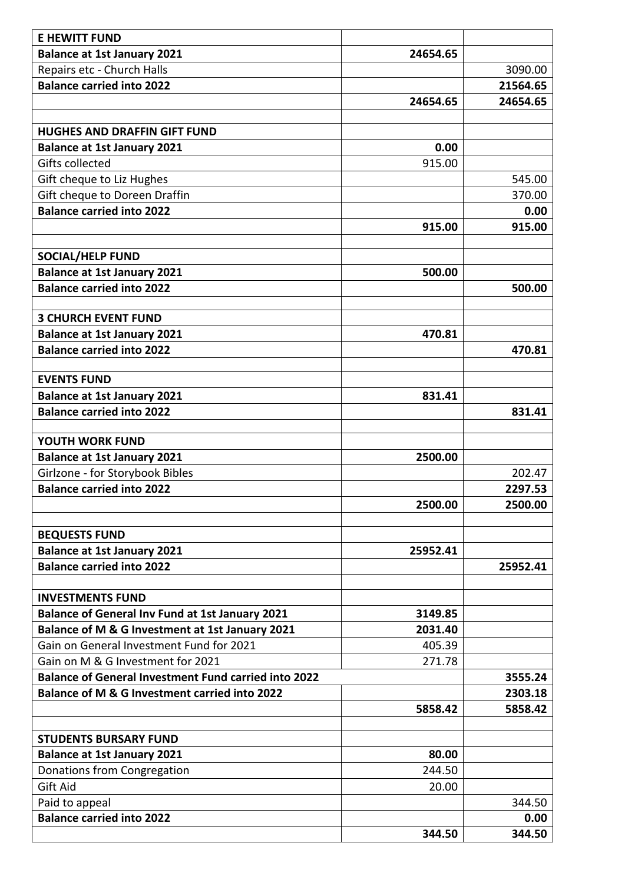| **E HEWITT FUND** | | |
|---|---|---|
| **Balance at 1st January 2021** | **24654.65** | |
| Repairs etc - Church Halls | | 3090.00 |
| **Balance carried into 2022** | | **21564.65** |
| | **24654.65** | **24654.65** |
| | | |
| **HUGHES AND DRAFFIN GIFT FUND** | | |
| **Balance at 1st January 2021** | **0.00** | |
| Gifts collected | 915.00 | |
| Gift cheque to Liz Hughes | | 545.00 |
| Gift cheque to Doreen Draffin | | 370.00 |
| **Balance carried into 2022** | | **0.00** |
| | **915.00** | **915.00** |
| | | |
| **SOCIAL/HELP FUND** | | |
| **Balance at 1st January 2021** | **500.00** | |
| **Balance carried into 2022** | | **500.00** |
| | | |
| **3 CHURCH EVENT FUND** | | |
| **Balance at 1st January 2021** | **470.81** | |
| **Balance carried into 2022** | | **470.81** |
| | | |
| **EVENTS FUND** | | |
| **Balance at 1st January 2021** | **831.41** | |
| **Balance carried into 2022** | | **831.41** |
| | | |
| **YOUTH WORK FUND** | | |
| **Balance at 1st January 2021** | **2500.00** | |
| Girlzone - for Storybook Bibles | | 202.47 |
| **Balance carried into 2022** | | **2297.53** |
| | **2500.00** | **2500.00** |
| | | |
| **BEQUESTS FUND** | | |
| **Balance at 1st January 2021** | **25952.41** | |
| **Balance carried into 2022** | | **25952.41** |
| | | |
| **INVESTMENTS FUND** | | |
| **Balance of General Inv Fund at 1st January 2021** | **3149.85** | |
| **Balance of M & G Investment at 1st January 2021** | **2031.40** | |
| Gain on General Investment Fund for 2021 | 405.39 | |
| Gain on M & G Investment for 2021 | 271.78 | |
| **Balance of General Investment Fund carried into 2022** | | **3555.24** |
| **Balance of M & G Investment carried into 2022** | | **2303.18** |
| | **5858.42** | **5858.42** |
| | | |
| **STUDENTS BURSARY FUND** | | |
| **Balance at 1st January 2021** | **80.00** | |
| Donations from Congregation | 244.50 | |
| Gift Aid | 20.00 | |
| Paid to appeal | | 344.50 |
| **Balance carried into 2022** | | **0.00** |
| | **344.50** | **344.50** |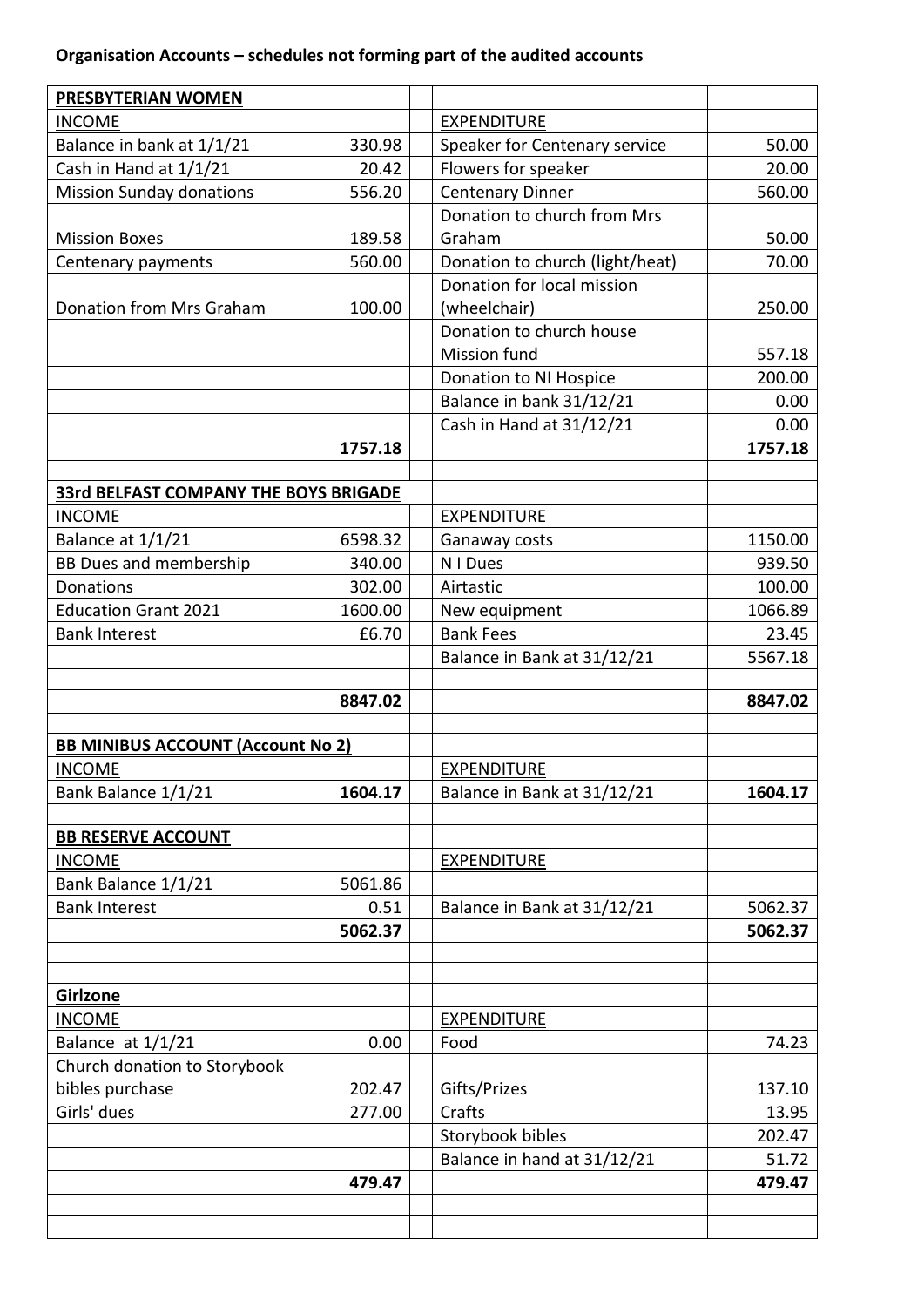**Organisation Accounts – schedules not forming part of the audited accounts**

| **PRESBYTERIAN WOMEN** | | | | |
|---|---|---|---|---|
| INCOME | | | EXPENDITURE | |
| Balance in bank at 1/1/21 | 330.98 | | Speaker for Centenary service | 50.00 |
| Cash in Hand at 1/1/21 | 20.42 | | Flowers for speaker | 20.00 |
| Mission Sunday donations | 556.20 | | Centenary Dinner | 560.00 |
| Mission Boxes | 189.58 | | Donation to church from Mrs Graham | 50.00 |
| Centenary payments | 560.00 | | Donation to church (light/heat) | 70.00 |
| Donation from Mrs Graham | 100.00 | | Donation for local mission (wheelchair) | 250.00 |
| | | | Donation to church house Mission fund | 557.18 |
| | | | Donation to NI Hospice | 200.00 |
| | | | Balance in bank 31/12/21 | 0.00 |
| | | | Cash in Hand at 31/12/21 | 0.00 |
| | **1757.18** | | | **1757.18** |
| | | | | |
| **33rd BELFAST COMPANY THE BOYS BRIGADE** | | | | |
| INCOME | | | EXPENDITURE | |
| Balance at 1/1/21 | 6598.32 | | Ganaway costs | 1150.00 |
| BB Dues and membership | 340.00 | | N I Dues | 939.50 |
| Donations | 302.00 | | Airtastic | 100.00 |
| Education Grant 2021 | 1600.00 | | New equipment | 1066.89 |
| Bank Interest | £6.70 | | Bank Fees | 23.45 |
| | | | Balance in Bank at 31/12/21 | 5567.18 |
| | | | | |
| | **8847.02** | | | **8847.02** |
| | | | | |
| **BB MINIBUS ACCOUNT (Account No 2)** | | | | |
| INCOME | | | EXPENDITURE | |
| Bank Balance 1/1/21 | **1604.17** | | Balance in Bank at 31/12/21 | **1604.17** |
| | | | | |
| **BB RESERVE ACCOUNT** | | | | |
| INCOME | | | EXPENDITURE | |
| Bank Balance 1/1/21 | 5061.86 | | | |
| Bank Interest | 0.51 | | Balance in Bank at 31/12/21 | 5062.37 |
| | **5062.37** | | | **5062.37** |
| | | | | |
| | | | | |
| **Girlzone** | | | | |
| INCOME | | | EXPENDITURE | |
| Balance at 1/1/21 | 0.00 | | Food | 74.23 |
| Church donation to Storybook bibles purchase | 202.47 | | Gifts/Prizes | 137.10 |
| Girls' dues | 277.00 | | Crafts | 13.95 |
| | | | Storybook bibles | 202.47 |
| | | | Balance in hand at 31/12/21 | 51.72 |
| | **479.47** | | | **479.47** |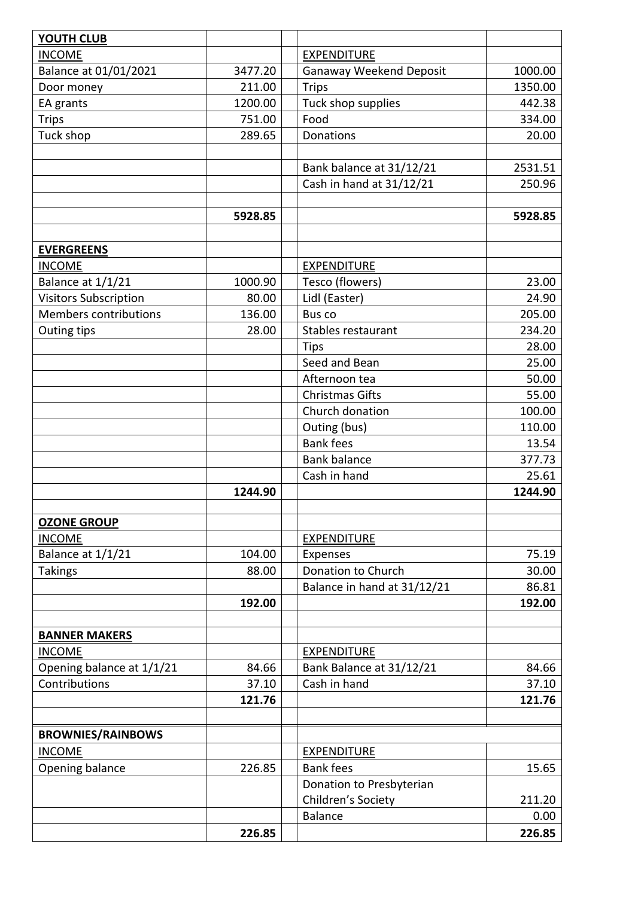| **YOUTH CLUB** | | | | |
|---|---|---|---|---|
| INCOME | | | EXPENDITURE | |
| Balance at 01/01/2021 | 3477.20 | | Ganaway Weekend Deposit | 1000.00 |
| Door money | 211.00 | | Trips | 1350.00 |
| EA grants | 1200.00 | | Tuck shop supplies | 442.38 |
| Trips | 751.00 | | Food | 334.00 |
| Tuck shop | 289.65 | | Donations | 20.00 |
| | | | | |
| | | | Bank balance at 31/12/21 | 2531.51 |
| | | | Cash in hand at 31/12/21 | 250.96 |
| | | | | |
| | **5928.85** | | | **5928.85** |

| **EVERGREENS** | | | | |
|---|---|---|---|---|
| INCOME | | | EXPENDITURE | |
| Balance at 1/1/21 | 1000.90 | | Tesco (flowers) | 23.00 |
| Visitors Subscription | 80.00 | | Lidl (Easter) | 24.90 |
| Members contributions | 136.00 | | Bus co | 205.00 |
| Outing tips | 28.00 | | Stables restaurant | 234.20 |
| | | | Tips | 28.00 |
| | | | Seed and Bean | 25.00 |
| | | | Afternoon tea | 50.00 |
| | | | Christmas Gifts | 55.00 |
| | | | Church donation | 100.00 |
| | | | Outing (bus) | 110.00 |
| | | | Bank fees | 13.54 |
| | | | Bank balance | 377.73 |
| | | | Cash in hand | 25.61 |
| | **1244.90** | | | **1244.90** |

| **OZONE GROUP** | | | | |
|---|---|---|---|---|
| INCOME | | | EXPENDITURE | |
| Balance at 1/1/21 | 104.00 | | Expenses | 75.19 |
| Takings | 88.00 | | Donation to Church | 30.00 |
| | | | Balance in hand at 31/12/21 | 86.81 |
| | **192.00** | | | **192.00** |

| **BANNER MAKERS** | | | | |
|---|---|---|---|---|
| INCOME | | | EXPENDITURE | |
| Opening balance at 1/1/21 | 84.66 | | Bank Balance at 31/12/21 | 84.66 |
| Contributions | 37.10 | | Cash in hand | 37.10 |
| | **121.76** | | | **121.76** |

| **BROWNIES/RAINBOWS** | | | | |
|---|---|---|---|---|
| INCOME | | | EXPENDITURE | |
| Opening balance | 226.85 | | Bank fees | 15.65 |
| | | | Donation to Presbyterian Children's Society | 211.20 |
| | | | Balance | 0.00 |
| | **226.85** | | | **226.85** |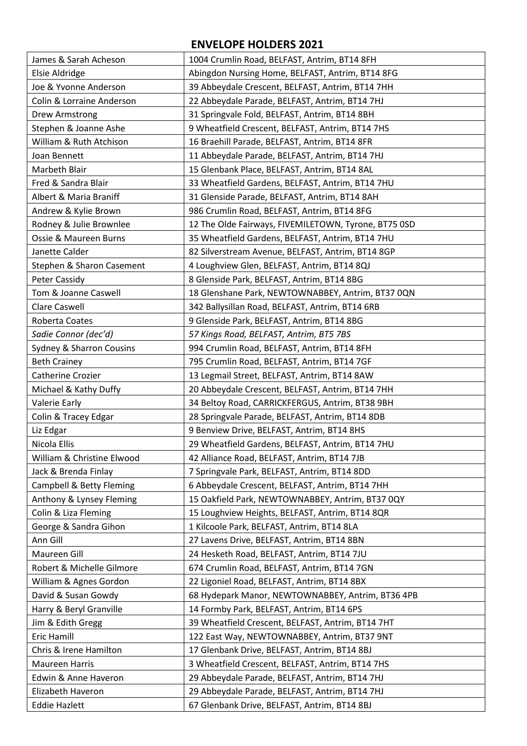## ENVELOPE HOLDERS 2021

| | |
|---|---|
| James & Sarah Acheson | 1004 Crumlin Road, BELFAST, Antrim, BT14 8FH |
| Elsie Aldridge | Abingdon Nursing Home, BELFAST, Antrim, BT14 8FG |
| Joe & Yvonne Anderson | 39 Abbeydale Crescent, BELFAST, Antrim, BT14 7HH |
| Colin & Lorraine Anderson | 22 Abbeydale Parade, BELFAST, Antrim, BT14 7HJ |
| Drew Armstrong | 31 Springvale Fold, BELFAST, Antrim, BT14 8BH |
| Stephen & Joanne Ashe | 9 Wheatfield Crescent, BELFAST, Antrim, BT14 7HS |
| William & Ruth Atchison | 16 Braehill Parade, BELFAST, Antrim, BT14 8FR |
| Joan Bennett | 11 Abbeydale Parade, BELFAST, Antrim, BT14 7HJ |
| Marbeth Blair | 15 Glenbank Place, BELFAST, Antrim, BT14 8AL |
| Fred & Sandra Blair | 33 Wheatfield Gardens, BELFAST, Antrim, BT14 7HU |
| Albert & Maria Braniff | 31 Glenside Parade, BELFAST, Antrim, BT14 8AH |
| Andrew & Kylie Brown | 986 Crumlin Road, BELFAST, Antrim, BT14 8FG |
| Rodney & Julie Brownlee | 12 The Olde Fairways, FIVEMILETOWN, Tyrone, BT75 0SD |
| Ossie & Maureen Burns | 35 Wheatfield Gardens, BELFAST, Antrim, BT14 7HU |
| Janette Calder | 82 Silverstream Avenue, BELFAST, Antrim, BT14 8GP |
| Stephen & Sharon Casement | 4 Loughview Glen, BELFAST, Antrim, BT14 8QJ |
| Peter Cassidy | 8 Glenside Park, BELFAST, Antrim, BT14 8BG |
| Tom & Joanne Caswell | 18 Glenshane Park, NEWTOWNABBEY, Antrim, BT37 0QN |
| Clare Caswell | 342 Ballysillan Road, BELFAST, Antrim, BT14 6RB |
| Roberta Coates | 9 Glenside Park, BELFAST, Antrim, BT14 8BG |
| *Sadie Connor (dec'd)* | *57 Kings Road, BELFAST, Antrim, BT5 7BS* |
| Sydney & Sharron Cousins | 994 Crumlin Road, BELFAST, Antrim, BT14 8FH |
| Beth Crainey | 795 Crumlin Road, BELFAST, Antrim, BT14 7GF |
| Catherine Crozier | 13 Legmail Street, BELFAST, Antrim, BT14 8AW |
| Michael & Kathy Duffy | 20 Abbeydale Crescent, BELFAST, Antrim, BT14 7HH |
| Valerie Early | 34 Beltoy Road, CARRICKFERGUS, Antrim, BT38 9BH |
| Colin & Tracey Edgar | 28 Springvale Parade, BELFAST, Antrim, BT14 8DB |
| Liz Edgar | 9 Benview Drive, BELFAST, Antrim, BT14 8HS |
| Nicola Ellis | 29 Wheatfield Gardens, BELFAST, Antrim, BT14 7HU |
| William & Christine Elwood | 42 Alliance Road, BELFAST, Antrim, BT14 7JB |
| Jack & Brenda Finlay | 7 Springvale Park, BELFAST, Antrim, BT14 8DD |
| Campbell & Betty Fleming | 6 Abbeydale Crescent, BELFAST, Antrim, BT14 7HH |
| Anthony & Lynsey Fleming | 15 Oakfield Park, NEWTOWNABBEY, Antrim, BT37 0QY |
| Colin & Liza Fleming | 15 Loughview Heights, BELFAST, Antrim, BT14 8QR |
| George & Sandra Gihon | 1 Kilcoole Park, BELFAST, Antrim, BT14 8LA |
| Ann Gill | 27 Lavens Drive, BELFAST, Antrim, BT14 8BN |
| Maureen Gill | 24 Hesketh Road, BELFAST, Antrim, BT14 7JU |
| Robert & Michelle Gilmore | 674 Crumlin Road, BELFAST, Antrim, BT14 7GN |
| William & Agnes Gordon | 22 Ligoniel Road, BELFAST, Antrim, BT14 8BX |
| David & Susan Gowdy | 68 Hydepark Manor, NEWTOWNABBEY, Antrim, BT36 4PB |
| Harry & Beryl Granville | 14 Formby Park, BELFAST, Antrim, BT14 6PS |
| Jim & Edith Gregg | 39 Wheatfield Crescent, BELFAST, Antrim, BT14 7HT |
| Eric Hamill | 122 East Way, NEWTOWNABBEY, Antrim, BT37 9NT |
| Chris & Irene Hamilton | 17 Glenbank Drive, BELFAST, Antrim, BT14 8BJ |
| Maureen Harris | 3 Wheatfield Crescent, BELFAST, Antrim, BT14 7HS |
| Edwin & Anne Haveron | 29 Abbeydale Parade, BELFAST, Antrim, BT14 7HJ |
| Elizabeth Haveron | 29 Abbeydale Parade, BELFAST, Antrim, BT14 7HJ |
| Eddie Hazlett | 67 Glenbank Drive, BELFAST, Antrim, BT14 8BJ |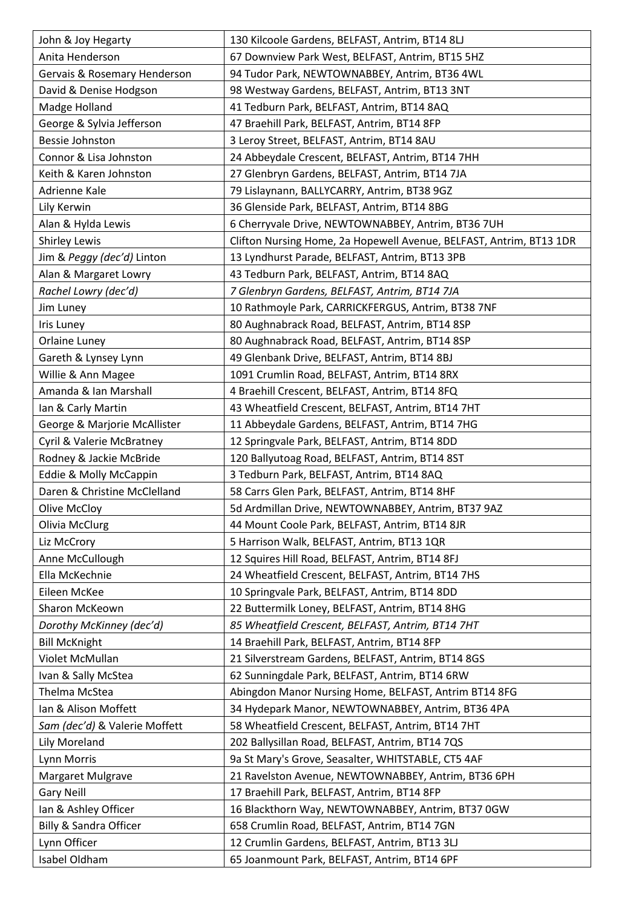| John & Joy Hegarty | 130 Kilcoole Gardens, BELFAST, Antrim, BT14 8LJ |
|---|---|
| Anita Henderson | 67 Downview Park West, BELFAST, Antrim, BT15 5HZ |
| Gervais & Rosemary Henderson | 94 Tudor Park, NEWTOWNABBEY, Antrim, BT36 4WL |
| David & Denise Hodgson | 98 Westway Gardens, BELFAST, Antrim, BT13 3NT |
| Madge Holland | 41 Tedburn Park, BELFAST, Antrim, BT14 8AQ |
| George & Sylvia Jefferson | 47 Braehill Park, BELFAST, Antrim, BT14 8FP |
| Bessie Johnston | 3 Leroy Street, BELFAST, Antrim, BT14 8AU |
| Connor & Lisa Johnston | 24 Abbeydale Crescent, BELFAST, Antrim, BT14 7HH |
| Keith & Karen Johnston | 27 Glenbryn Gardens, BELFAST, Antrim, BT14 7JA |
| Adrienne Kale | 79 Lislaynann, BALLYCARRY, Antrim, BT38 9GZ |
| Lily Kerwin | 36 Glenside Park, BELFAST, Antrim, BT14 8BG |
| Alan & Hylda Lewis | 6 Cherryvale Drive, NEWTOWNABBEY, Antrim, BT36 7UH |
| Shirley Lewis | Clifton Nursing Home, 2a Hopewell Avenue, BELFAST, Antrim, BT13 1DR |
| Jim & *Peggy (dec'd)* Linton | 13 Lyndhurst Parade, BELFAST, Antrim, BT13 3PB |
| Alan & Margaret Lowry | 43 Tedburn Park, BELFAST, Antrim, BT14 8AQ |
| *Rachel Lowry (dec'd)* | *7 Glenbryn Gardens, BELFAST, Antrim, BT14 7JA* |
| Jim Luney | 10 Rathmoyle Park, CARRICKFERGUS, Antrim, BT38 7NF |
| Iris Luney | 80 Aughnabrack Road, BELFAST, Antrim, BT14 8SP |
| Orlaine Luney | 80 Aughnabrack Road, BELFAST, Antrim, BT14 8SP |
| Gareth & Lynsey Lynn | 49 Glenbank Drive, BELFAST, Antrim, BT14 8BJ |
| Willie & Ann Magee | 1091 Crumlin Road, BELFAST, Antrim, BT14 8RX |
| Amanda & Ian Marshall | 4 Braehill Crescent, BELFAST, Antrim, BT14 8FQ |
| Ian & Carly Martin | 43 Wheatfield Crescent, BELFAST, Antrim, BT14 7HT |
| George & Marjorie McAllister | 11 Abbeydale Gardens, BELFAST, Antrim, BT14 7HG |
| Cyril & Valerie McBratney | 12 Springvale Park, BELFAST, Antrim, BT14 8DD |
| Rodney & Jackie McBride | 120 Ballyutoag Road, BELFAST, Antrim, BT14 8ST |
| Eddie & Molly McCappin | 3 Tedburn Park, BELFAST, Antrim, BT14 8AQ |
| Daren & Christine McClelland | 58 Carrs Glen Park, BELFAST, Antrim, BT14 8HF |
| Olive McCloy | 5d Ardmillan Drive, NEWTOWNABBEY, Antrim, BT37 9AZ |
| Olivia McClurg | 44 Mount Coole Park, BELFAST, Antrim, BT14 8JR |
| Liz McCrory | 5 Harrison Walk, BELFAST, Antrim, BT13 1QR |
| Anne McCullough | 12 Squires Hill Road, BELFAST, Antrim, BT14 8FJ |
| Ella McKechnie | 24 Wheatfield Crescent, BELFAST, Antrim, BT14 7HS |
| Eileen McKee | 10 Springvale Park, BELFAST, Antrim, BT14 8DD |
| Sharon McKeown | 22 Buttermilk Loney, BELFAST, Antrim, BT14 8HG |
| *Dorothy McKinney (dec'd)* | *85 Wheatfield Crescent, BELFAST, Antrim, BT14 7HT* |
| Bill McKnight | 14 Braehill Park, BELFAST, Antrim, BT14 8FP |
| Violet McMullan | 21 Silverstream Gardens, BELFAST, Antrim, BT14 8GS |
| Ivan & Sally McStea | 62 Sunningdale Park, BELFAST, Antrim, BT14 6RW |
| Thelma McStea | Abingdon Manor Nursing Home, BELFAST, Antrim BT14 8FG |
| Ian & Alison Moffett | 34 Hydepark Manor, NEWTOWNABBEY, Antrim, BT36 4PA |
| *Sam (dec'd)* & Valerie Moffett | 58 Wheatfield Crescent, BELFAST, Antrim, BT14 7HT |
| Lily Moreland | 202 Ballysillan Road, BELFAST, Antrim, BT14 7QS |
| Lynn Morris | 9a St Mary's Grove, Seasalter, WHITSTABLE, CT5 4AF |
| Margaret Mulgrave | 21 Ravelston Avenue, NEWTOWNABBEY, Antrim, BT36 6PH |
| Gary Neill | 17 Braehill Park, BELFAST, Antrim, BT14 8FP |
| Ian & Ashley Officer | 16 Blackthorn Way, NEWTOWNABBEY, Antrim, BT37 0GW |
| Billy & Sandra Officer | 658 Crumlin Road, BELFAST, Antrim, BT14 7GN |
| Lynn Officer | 12 Crumlin Gardens, BELFAST, Antrim, BT13 3LJ |
| Isabel Oldham | 65 Joanmount Park, BELFAST, Antrim, BT14 6PF |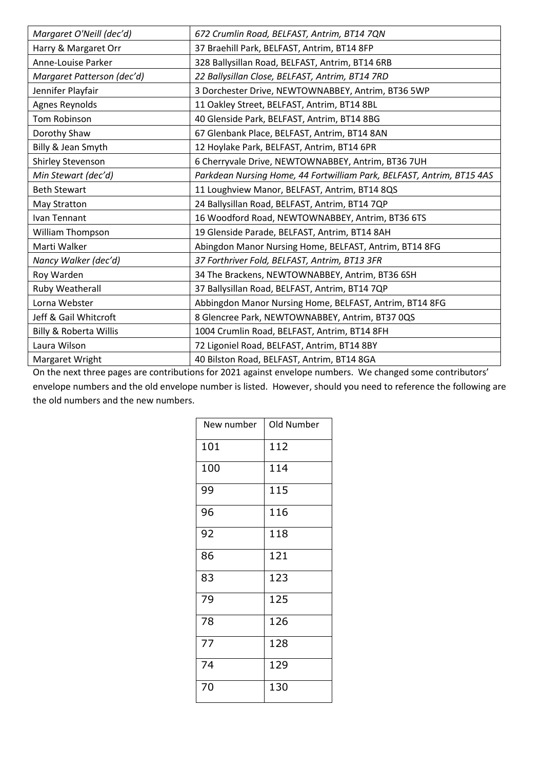| | |
|---|---|
| *Margaret O'Neill (dec'd)* | *672 Crumlin Road, BELFAST, Antrim, BT14 7QN* |
| Harry & Margaret Orr | 37 Braehill Park, BELFAST, Antrim, BT14 8FP |
| Anne-Louise Parker | 328 Ballysillan Road, BELFAST, Antrim, BT14 6RB |
| *Margaret Patterson (dec'd)* | *22 Ballysillan Close, BELFAST, Antrim, BT14 7RD* |
| Jennifer Playfair | 3 Dorchester Drive, NEWTOWNABBEY, Antrim, BT36 5WP |
| Agnes Reynolds | 11 Oakley Street, BELFAST, Antrim, BT14 8BL |
| Tom Robinson | 40 Glenside Park, BELFAST, Antrim, BT14 8BG |
| Dorothy Shaw | 67 Glenbank Place, BELFAST, Antrim, BT14 8AN |
| Billy & Jean Smyth | 12 Hoylake Park, BELFAST, Antrim, BT14 6PR |
| Shirley Stevenson | 6 Cherryvale Drive, NEWTOWNABBEY, Antrim, BT36 7UH |
| *Min Stewart (dec'd)* | *Parkdean Nursing Home, 44 Fortwilliam Park, BELFAST, Antrim, BT15 4AS* |
| Beth Stewart | 11 Loughview Manor, BELFAST, Antrim, BT14 8QS |
| May Stratton | 24 Ballysillan Road, BELFAST, Antrim, BT14 7QP |
| Ivan Tennant | 16 Woodford Road, NEWTOWNABBEY, Antrim, BT36 6TS |
| William Thompson | 19 Glenside Parade, BELFAST, Antrim, BT14 8AH |
| Marti Walker | Abingdon Manor Nursing Home, BELFAST, Antrim, BT14 8FG |
| *Nancy Walker (dec'd)* | *37 Forthriver Fold, BELFAST, Antrim, BT13 3FR* |
| Roy Warden | 34 The Brackens, NEWTOWNABBEY, Antrim, BT36 6SH |
| Ruby Weatherall | 37 Ballysillan Road, BELFAST, Antrim, BT14 7QP |
| Lorna Webster | Abbingdon Manor Nursing Home, BELFAST, Antrim, BT14 8FG |
| Jeff & Gail Whitcroft | 8 Glencree Park, NEWTOWNABBEY, Antrim, BT37 0QS |
| Billy & Roberta Willis | 1004 Crumlin Road, BELFAST, Antrim, BT14 8FH |
| Laura Wilson | 72 Ligoniel Road, BELFAST, Antrim, BT14 8BY |
| Margaret Wright | 40 Bilston Road, BELFAST, Antrim, BT14 8GA |

On the next three pages are contributions for 2021 against envelope numbers. We changed some contributors' envelope numbers and the old envelope number is listed. However, should you need to reference the following are the old numbers and the new numbers.

| New number | Old Number |
|---|---|
| 101 | 112 |
| 100 | 114 |
| 99 | 115 |
| 96 | 116 |
| 92 | 118 |
| 86 | 121 |
| 83 | 123 |
| 79 | 125 |
| 78 | 126 |
| 77 | 128 |
| 74 | 129 |
| 70 | 130 |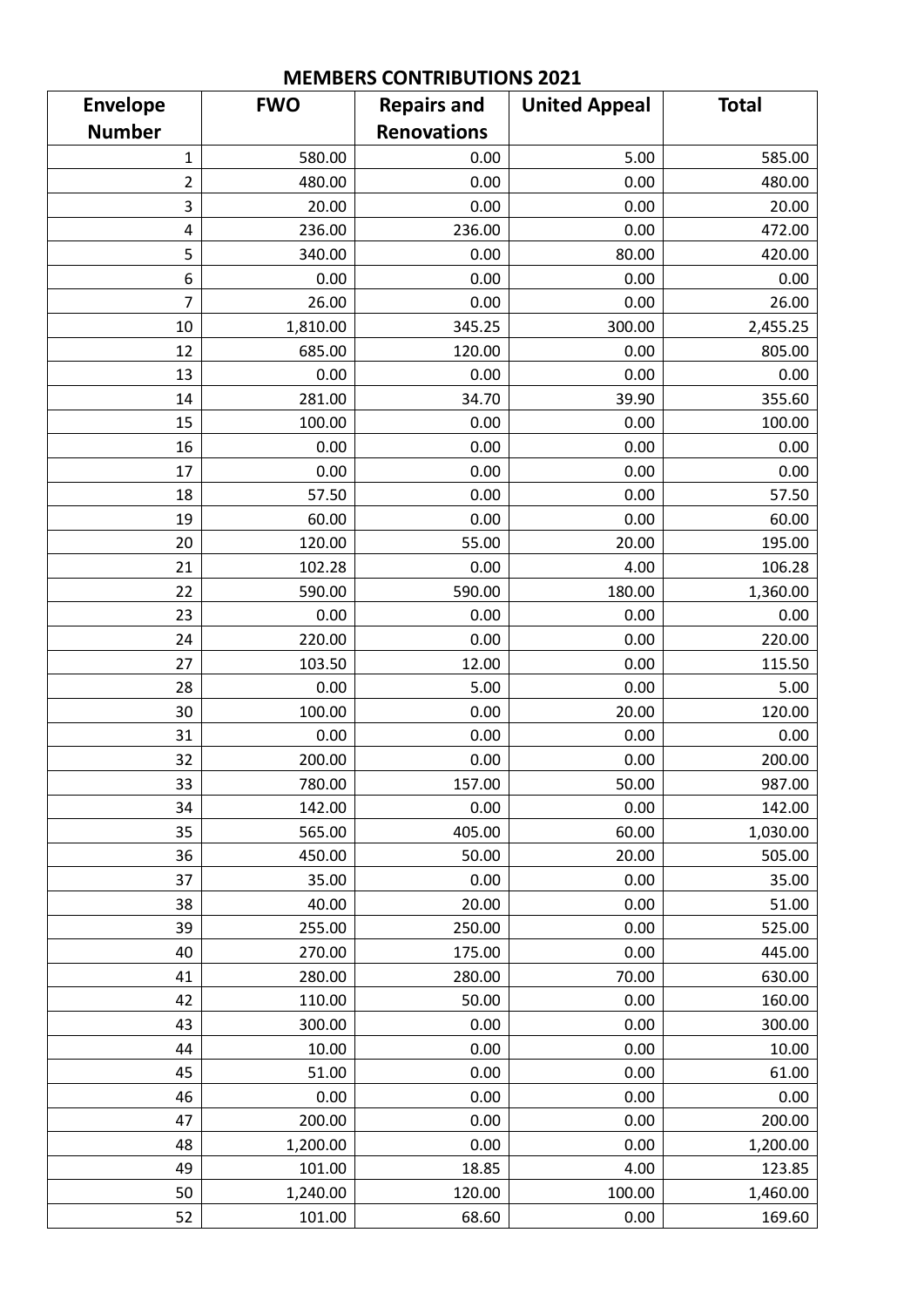## MEMBERS CONTRIBUTIONS 2021

| Envelope Number | FWO | Repairs and Renovations | United Appeal | Total |
|---|---|---|---|---|
| 1 | 580.00 | 0.00 | 5.00 | 585.00 |
| 2 | 480.00 | 0.00 | 0.00 | 480.00 |
| 3 | 20.00 | 0.00 | 0.00 | 20.00 |
| 4 | 236.00 | 236.00 | 0.00 | 472.00 |
| 5 | 340.00 | 0.00 | 80.00 | 420.00 |
| 6 | 0.00 | 0.00 | 0.00 | 0.00 |
| 7 | 26.00 | 0.00 | 0.00 | 26.00 |
| 10 | 1,810.00 | 345.25 | 300.00 | 2,455.25 |
| 12 | 685.00 | 120.00 | 0.00 | 805.00 |
| 13 | 0.00 | 0.00 | 0.00 | 0.00 |
| 14 | 281.00 | 34.70 | 39.90 | 355.60 |
| 15 | 100.00 | 0.00 | 0.00 | 100.00 |
| 16 | 0.00 | 0.00 | 0.00 | 0.00 |
| 17 | 0.00 | 0.00 | 0.00 | 0.00 |
| 18 | 57.50 | 0.00 | 0.00 | 57.50 |
| 19 | 60.00 | 0.00 | 0.00 | 60.00 |
| 20 | 120.00 | 55.00 | 20.00 | 195.00 |
| 21 | 102.28 | 0.00 | 4.00 | 106.28 |
| 22 | 590.00 | 590.00 | 180.00 | 1,360.00 |
| 23 | 0.00 | 0.00 | 0.00 | 0.00 |
| 24 | 220.00 | 0.00 | 0.00 | 220.00 |
| 27 | 103.50 | 12.00 | 0.00 | 115.50 |
| 28 | 0.00 | 5.00 | 0.00 | 5.00 |
| 30 | 100.00 | 0.00 | 20.00 | 120.00 |
| 31 | 0.00 | 0.00 | 0.00 | 0.00 |
| 32 | 200.00 | 0.00 | 0.00 | 200.00 |
| 33 | 780.00 | 157.00 | 50.00 | 987.00 |
| 34 | 142.00 | 0.00 | 0.00 | 142.00 |
| 35 | 565.00 | 405.00 | 60.00 | 1,030.00 |
| 36 | 450.00 | 50.00 | 20.00 | 505.00 |
| 37 | 35.00 | 0.00 | 0.00 | 35.00 |
| 38 | 40.00 | 20.00 | 0.00 | 51.00 |
| 39 | 255.00 | 250.00 | 0.00 | 525.00 |
| 40 | 270.00 | 175.00 | 0.00 | 445.00 |
| 41 | 280.00 | 280.00 | 70.00 | 630.00 |
| 42 | 110.00 | 50.00 | 0.00 | 160.00 |
| 43 | 300.00 | 0.00 | 0.00 | 300.00 |
| 44 | 10.00 | 0.00 | 0.00 | 10.00 |
| 45 | 51.00 | 0.00 | 0.00 | 61.00 |
| 46 | 0.00 | 0.00 | 0.00 | 0.00 |
| 47 | 200.00 | 0.00 | 0.00 | 200.00 |
| 48 | 1,200.00 | 0.00 | 0.00 | 1,200.00 |
| 49 | 101.00 | 18.85 | 4.00 | 123.85 |
| 50 | 1,240.00 | 120.00 | 100.00 | 1,460.00 |
| 52 | 101.00 | 68.60 | 0.00 | 169.60 |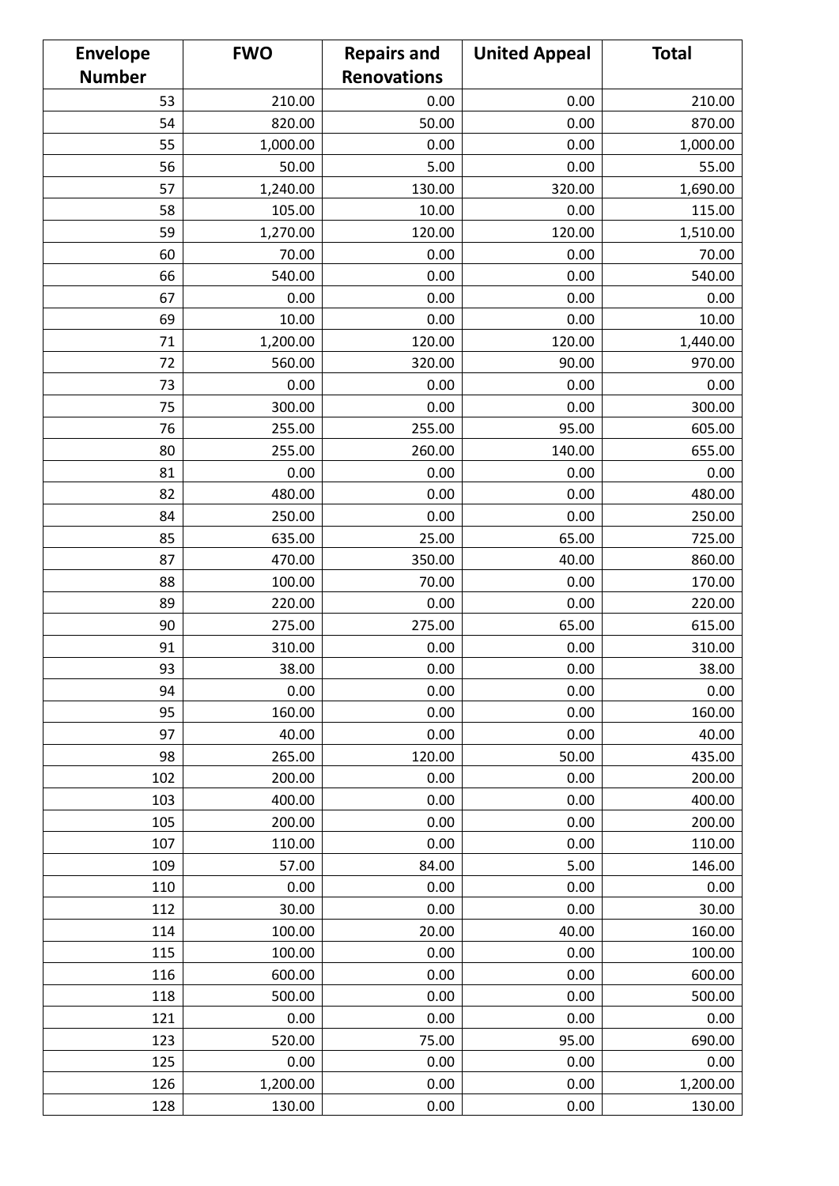| Envelope Number | FWO | Repairs and Renovations | United Appeal | Total |
|---|---|---|---|---|
| 53 | 210.00 | 0.00 | 0.00 | 210.00 |
| 54 | 820.00 | 50.00 | 0.00 | 870.00 |
| 55 | 1,000.00 | 0.00 | 0.00 | 1,000.00 |
| 56 | 50.00 | 5.00 | 0.00 | 55.00 |
| 57 | 1,240.00 | 130.00 | 320.00 | 1,690.00 |
| 58 | 105.00 | 10.00 | 0.00 | 115.00 |
| 59 | 1,270.00 | 120.00 | 120.00 | 1,510.00 |
| 60 | 70.00 | 0.00 | 0.00 | 70.00 |
| 66 | 540.00 | 0.00 | 0.00 | 540.00 |
| 67 | 0.00 | 0.00 | 0.00 | 0.00 |
| 69 | 10.00 | 0.00 | 0.00 | 10.00 |
| 71 | 1,200.00 | 120.00 | 120.00 | 1,440.00 |
| 72 | 560.00 | 320.00 | 90.00 | 970.00 |
| 73 | 0.00 | 0.00 | 0.00 | 0.00 |
| 75 | 300.00 | 0.00 | 0.00 | 300.00 |
| 76 | 255.00 | 255.00 | 95.00 | 605.00 |
| 80 | 255.00 | 260.00 | 140.00 | 655.00 |
| 81 | 0.00 | 0.00 | 0.00 | 0.00 |
| 82 | 480.00 | 0.00 | 0.00 | 480.00 |
| 84 | 250.00 | 0.00 | 0.00 | 250.00 |
| 85 | 635.00 | 25.00 | 65.00 | 725.00 |
| 87 | 470.00 | 350.00 | 40.00 | 860.00 |
| 88 | 100.00 | 70.00 | 0.00 | 170.00 |
| 89 | 220.00 | 0.00 | 0.00 | 220.00 |
| 90 | 275.00 | 275.00 | 65.00 | 615.00 |
| 91 | 310.00 | 0.00 | 0.00 | 310.00 |
| 93 | 38.00 | 0.00 | 0.00 | 38.00 |
| 94 | 0.00 | 0.00 | 0.00 | 0.00 |
| 95 | 160.00 | 0.00 | 0.00 | 160.00 |
| 97 | 40.00 | 0.00 | 0.00 | 40.00 |
| 98 | 265.00 | 120.00 | 50.00 | 435.00 |
| 102 | 200.00 | 0.00 | 0.00 | 200.00 |
| 103 | 400.00 | 0.00 | 0.00 | 400.00 |
| 105 | 200.00 | 0.00 | 0.00 | 200.00 |
| 107 | 110.00 | 0.00 | 0.00 | 110.00 |
| 109 | 57.00 | 84.00 | 5.00 | 146.00 |
| 110 | 0.00 | 0.00 | 0.00 | 0.00 |
| 112 | 30.00 | 0.00 | 0.00 | 30.00 |
| 114 | 100.00 | 20.00 | 40.00 | 160.00 |
| 115 | 100.00 | 0.00 | 0.00 | 100.00 |
| 116 | 600.00 | 0.00 | 0.00 | 600.00 |
| 118 | 500.00 | 0.00 | 0.00 | 500.00 |
| 121 | 0.00 | 0.00 | 0.00 | 0.00 |
| 123 | 520.00 | 75.00 | 95.00 | 690.00 |
| 125 | 0.00 | 0.00 | 0.00 | 0.00 |
| 126 | 1,200.00 | 0.00 | 0.00 | 1,200.00 |
| 128 | 130.00 | 0.00 | 0.00 | 130.00 |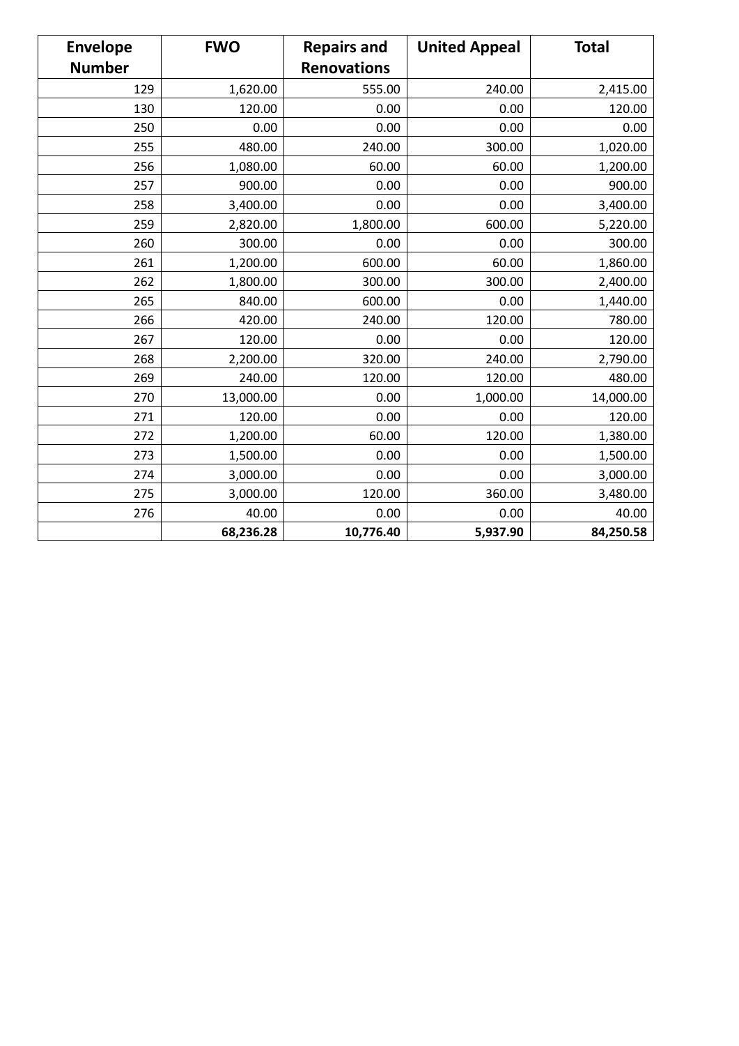| Envelope Number | FWO | Repairs and Renovations | United Appeal | Total |
|---|---|---|---|---|
| 129 | 1,620.00 | 555.00 | 240.00 | 2,415.00 |
| 130 | 120.00 | 0.00 | 0.00 | 120.00 |
| 250 | 0.00 | 0.00 | 0.00 | 0.00 |
| 255 | 480.00 | 240.00 | 300.00 | 1,020.00 |
| 256 | 1,080.00 | 60.00 | 60.00 | 1,200.00 |
| 257 | 900.00 | 0.00 | 0.00 | 900.00 |
| 258 | 3,400.00 | 0.00 | 0.00 | 3,400.00 |
| 259 | 2,820.00 | 1,800.00 | 600.00 | 5,220.00 |
| 260 | 300.00 | 0.00 | 0.00 | 300.00 |
| 261 | 1,200.00 | 600.00 | 60.00 | 1,860.00 |
| 262 | 1,800.00 | 300.00 | 300.00 | 2,400.00 |
| 265 | 840.00 | 600.00 | 0.00 | 1,440.00 |
| 266 | 420.00 | 240.00 | 120.00 | 780.00 |
| 267 | 120.00 | 0.00 | 0.00 | 120.00 |
| 268 | 2,200.00 | 320.00 | 240.00 | 2,790.00 |
| 269 | 240.00 | 120.00 | 120.00 | 480.00 |
| 270 | 13,000.00 | 0.00 | 1,000.00 | 14,000.00 |
| 271 | 120.00 | 0.00 | 0.00 | 120.00 |
| 272 | 1,200.00 | 60.00 | 120.00 | 1,380.00 |
| 273 | 1,500.00 | 0.00 | 0.00 | 1,500.00 |
| 274 | 3,000.00 | 0.00 | 0.00 | 3,000.00 |
| 275 | 3,000.00 | 120.00 | 360.00 | 3,480.00 |
| 276 | 40.00 | 0.00 | 0.00 | 40.00 |
| | **68,236.28** | **10,776.40** | **5,937.90** | **84,250.58** |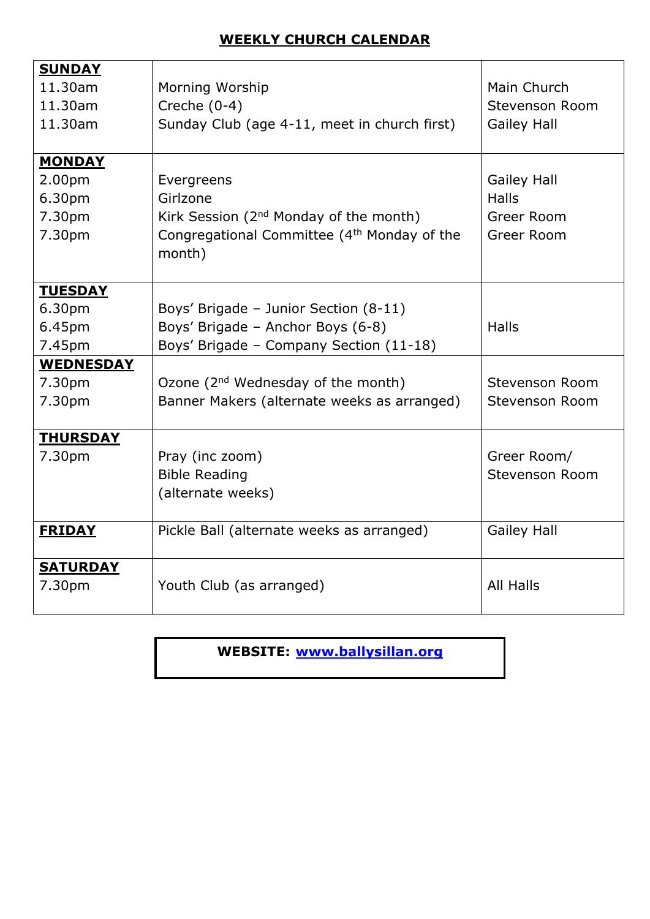## WEEKLY CHURCH CALENDAR

| | | |
|---|---|---|
| **SUNDAY** | | |
| 11.30am | Morning Worship | Main Church |
| 11.30am | Creche (0-4) | Stevenson Room |
| 11.30am | Sunday Club (age 4-11, meet in church first) | Gailey Hall |
| **MONDAY** | | |
| 2.00pm | Evergreens | Gailey Hall |
| 6.30pm | Girlzone | Halls |
| 7.30pm | Kirk Session (2nd Monday of the month) | Greer Room |
| 7.30pm | Congregational Committee (4th Monday of the month) | Greer Room |
| **TUESDAY** | | |
| 6.30pm | Boys' Brigade – Junior Section (8-11) | Halls |
| 6.45pm | Boys' Brigade – Anchor Boys (6-8) | Halls |
| 7.45pm | Boys' Brigade – Company Section (11-18) | Halls |
| **WEDNESDAY** | | |
| 7.30pm | Ozone (2nd Wednesday of the month) | Stevenson Room |
| 7.30pm | Banner Makers (alternate weeks as arranged) | Stevenson Room |
| **THURSDAY** | | |
| 7.30pm | Pray (inc zoom) Bible Reading (alternate weeks) | Greer Room/ Stevenson Room |
| **FRIDAY** | Pickle Ball (alternate weeks as arranged) | Gailey Hall |
| **SATURDAY** | | |
| 7.30pm | Youth Club (as arranged) | All Halls |

**WEBSITE: [www.ballysillan.org](www.ballysillan.org)**